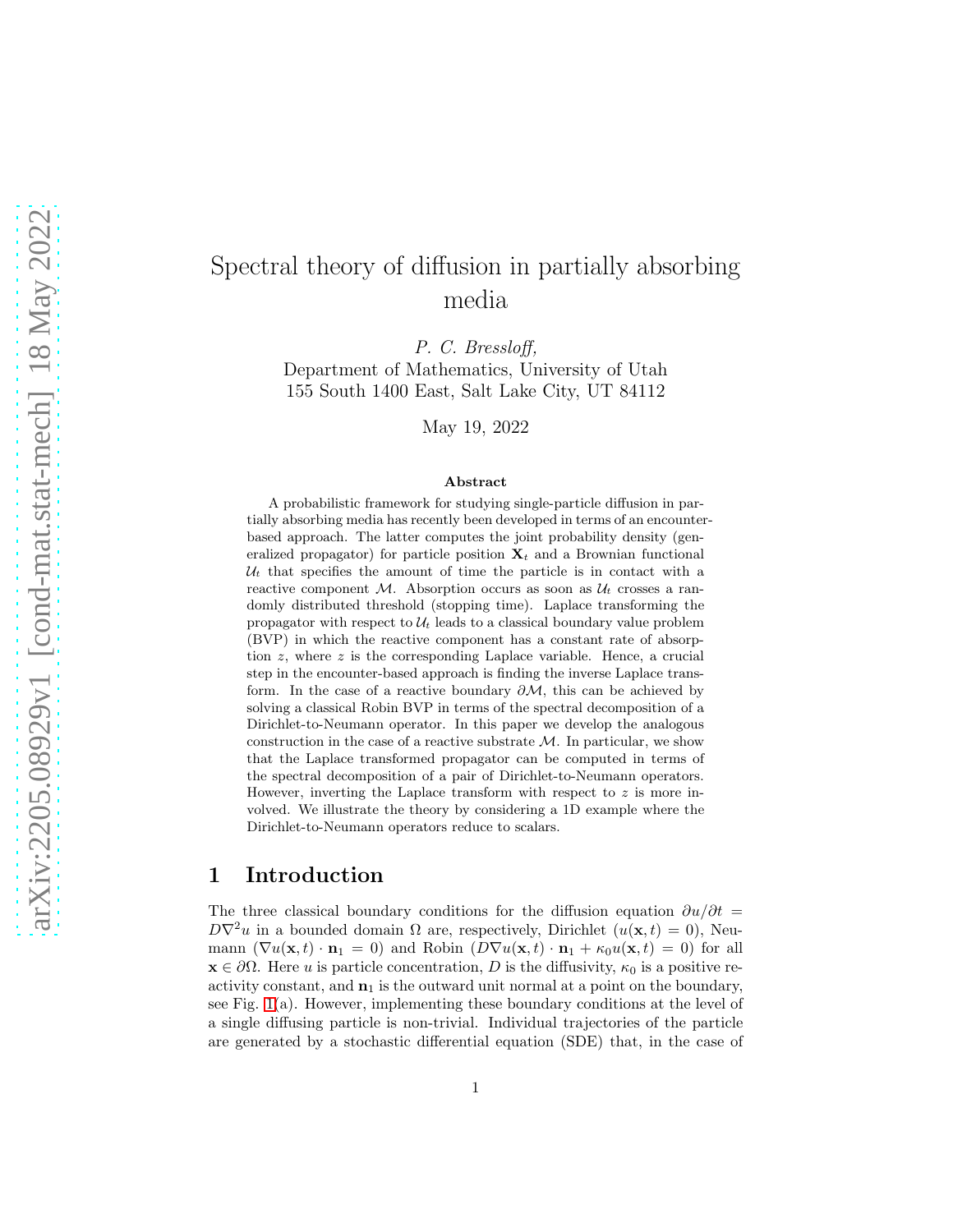# Spectral theory of diffusion in partially absorbing media

*P. C. Bressloff,*
Department of Mathematics, University of Utah
155 South 1400 East, Salt Lake City, UT 84112

May 19, 2022

### Abstract

A probabilistic framework for studying single-particle diffusion in partially absorbing media has recently been developed in terms of an encounter-based approach. The latter computes the joint probability density (generalized propagator) for particle position $\mathbf{X}_t$ and a Brownian functional $\mathcal{U}_t$ that specifies the amount of time the particle is in contact with a reactive component $\mathcal{M}$. Absorption occurs as soon as $\mathcal{U}_t$ crosses a randomly distributed threshold (stopping time). Laplace transforming the propagator with respect to $\mathcal{U}_t$ leads to a classical boundary value problem (BVP) in which the reactive component has a constant rate of absorption $z$, where $z$ is the corresponding Laplace variable. Hence, a crucial step in the encounter-based approach is finding the inverse Laplace transform. In the case of a reactive boundary $\partial\mathcal{M}$, this can be achieved by solving a classical Robin BVP in terms of the spectral decomposition of a Dirichlet-to-Neumann operator. In this paper we develop the analogous construction in the case of a reactive substrate $\mathcal{M}$. In particular, we show that the Laplace transformed propagator can be computed in terms of the spectral decomposition of a pair of Dirichlet-to-Neumann operators. However, inverting the Laplace transform with respect to $z$ is more involved. We illustrate the theory by considering a 1D example where the Dirichlet-to-Neumann operators reduce to scalars.

## 1 Introduction

The three classical boundary conditions for the diffusion equation $\partial u/\partial t = D\nabla^2 u$ in a bounded domain $\Omega$ are, respectively, Dirichlet ($u(\mathbf{x}, t) = 0$), Neumann ($\nabla u(\mathbf{x}, t) \cdot \mathbf{n}_1 = 0$) and Robin ($D\nabla u(\mathbf{x}, t) \cdot \mathbf{n}_1 + \kappa_0 u(\mathbf{x}, t) = 0$) for all $\mathbf{x} \in \partial\Omega$. Here $u$ is particle concentration, $D$ is the diffusivity, $\kappa_0$ is a positive reactivity constant, and $\mathbf{n}_1$ is the outward unit normal at a point on the boundary, see Fig. 1(a). However, implementing these boundary conditions at the level of a single diffusing particle is non-trivial. Individual trajectories of the particle are generated by a stochastic differential equation (SDE) that, in the case of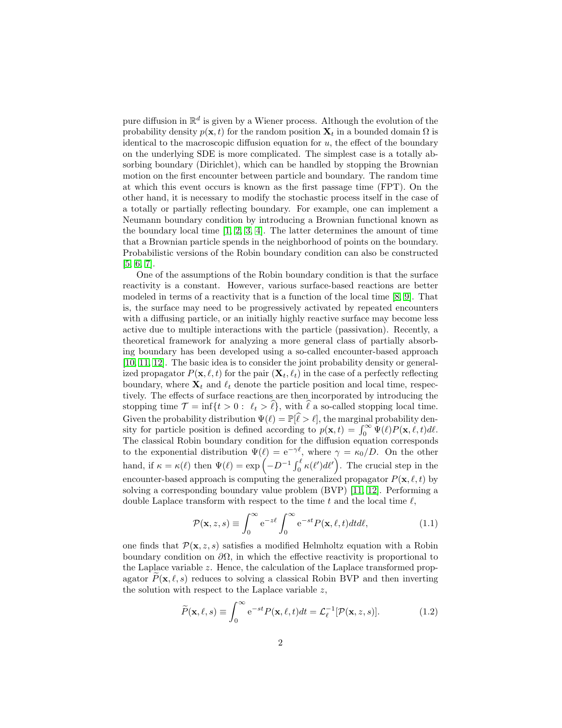pure diffusion in $\mathbb{R}^d$ is given by a Wiener process. Although the evolution of the probability density $p(\mathbf{x},t)$ for the random position $\mathbf{X}_t$ in a bounded domain $\Omega$ is identical to the macroscopic diffusion equation for $u$, the effect of the boundary on the underlying SDE is more complicated. The simplest case is a totally absorbing boundary (Dirichlet), which can be handled by stopping the Brownian motion on the first encounter between particle and boundary. The random time at which this event occurs is known as the first passage time (FPT). On the other hand, it is necessary to modify the stochastic process itself in the case of a totally or partially reflecting boundary. For example, one can implement a Neumann boundary condition by introducing a Brownian functional known as the boundary local time [1, 2, 3, 4]. The latter determines the amount of time that a Brownian particle spends in the neighborhood of points on the boundary. Probabilistic versions of the Robin boundary condition can also be constructed [5, 6, 7].

One of the assumptions of the Robin boundary condition is that the surface reactivity is a constant. However, various surface-based reactions are better modeled in terms of a reactivity that is a function of the local time [8, 9]. That is, the surface may need to be progressively activated by repeated encounters with a diffusing particle, or an initially highly reactive surface may become less active due to multiple interactions with the particle (passivation). Recently, a theoretical framework for analyzing a more general class of partially absorbing boundary has been developed using a so-called encounter-based approach [10, 11, 12]. The basic idea is to consider the joint probability density or generalized propagator $P(\mathbf{x},\ell,t)$ for the pair $(\mathbf{X}_t,\ell_t)$ in the case of a perfectly reflecting boundary, where $\mathbf{X}_t$ and $\ell_t$ denote the particle position and local time, respectively. The effects of surface reactions are then incorporated by introducing the stopping time $\mathcal{T}=\inf\{t>0:\ \ell_t>\widehat{\ell}\}$, with $\widehat{\ell}$ a so-called stopping local time. Given the probability distribution $\Psi(\ell)=\mathbb{P}[\widehat{\ell}>\ell]$, the marginal probability density for particle position is defined according to $p(\mathbf{x},t)=\int_0^\infty \Psi(\ell)P(\mathbf{x},\ell,t)d\ell$. The classical Robin boundary condition for the diffusion equation corresponds to the exponential distribution $\Psi(\ell)=\mathrm{e}^{-\gamma\ell}$, where $\gamma=\kappa_0/D$. On the other hand, if $\kappa=\kappa(\ell)$ then $\Psi(\ell)=\exp\left(-D^{-1}\int_0^\ell \kappa(\ell')d\ell'\right)$. The crucial step in the encounter-based approach is computing the generalized propagator $P(\mathbf{x},\ell,t)$ by solving a corresponding boundary value problem (BVP) [11, 12]. Performing a double Laplace transform with respect to the time $t$ and the local time $\ell$,

$$\mathcal{P}(\mathbf{x},z,s)\equiv\int_0^\infty \mathrm{e}^{-z\ell}\int_0^\infty \mathrm{e}^{-st}P(\mathbf{x},\ell,t)dtd\ell, \tag{1.1}$$

one finds that $\mathcal{P}(\mathbf{x},z,s)$ satisfies a modified Helmholtz equation with a Robin boundary condition on $\partial\Omega$, in which the effective reactivity is proportional to the Laplace variable $z$. Hence, the calculation of the Laplace transformed propagator $\widetilde{P}(\mathbf{x},\ell,s)$ reduces to solving a classical Robin BVP and then inverting the solution with respect to the Laplace variable $z$,

$$\widetilde{P}(\mathbf{x},\ell,s)\equiv\int_0^\infty \mathrm{e}^{-st}P(\mathbf{x},\ell,t)dt=\mathcal{L}_\ell^{-1}[\mathcal{P}(\mathbf{x},z,s)]. \tag{1.2}$$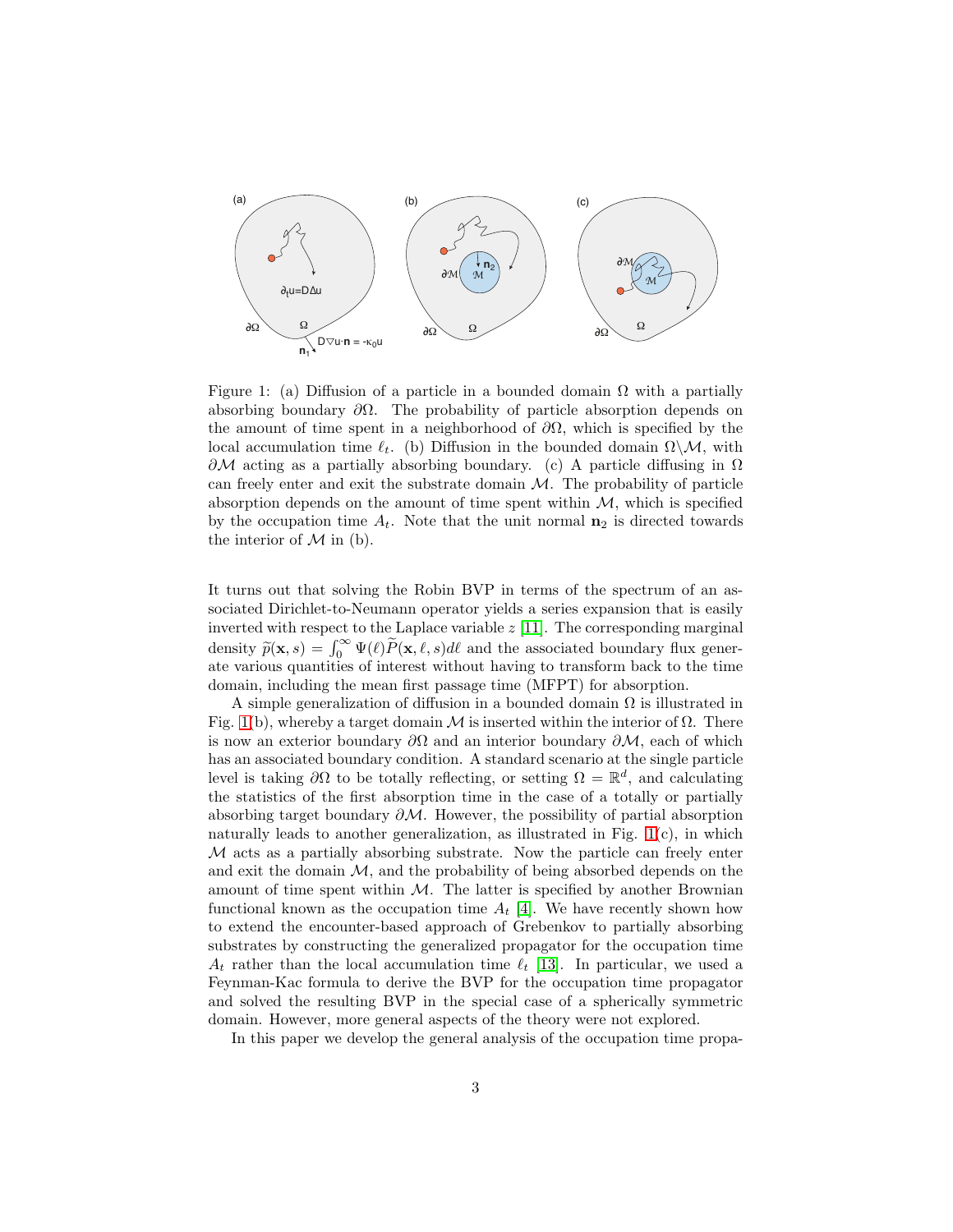Figure 1: (a) Diffusion of a particle in a bounded domain $\Omega$ with a partially absorbing boundary $\partial\Omega$. The probability of particle absorption depends on the amount of time spent in a neighborhood of $\partial\Omega$, which is specified by the local accumulation time $\ell_t$. (b) Diffusion in the bounded domain $\Omega\backslash\mathcal{M}$, with $\partial\mathcal{M}$ acting as a partially absorbing boundary. (c) A particle diffusing in $\Omega$ can freely enter and exit the substrate domain $\mathcal{M}$. The probability of particle absorption depends on the amount of time spent within $\mathcal{M}$, which is specified by the occupation time $A_t$. Note that the unit normal $\mathbf{n}_2$ is directed towards the interior of $\mathcal{M}$ in (b).

It turns out that solving the Robin BVP in terms of the spectrum of an associated Dirichlet-to-Neumann operator yields a series expansion that is easily inverted with respect to the Laplace variable $z$ [11]. The corresponding marginal density $\widetilde{p}(\mathbf{x},s) = \int_0^\infty \Psi(\ell)\widetilde{P}(\mathbf{x},\ell,s)d\ell$ and the associated boundary flux generate various quantities of interest without having to transform back to the time domain, including the mean first passage time (MFPT) for absorption.

A simple generalization of diffusion in a bounded domain $\Omega$ is illustrated in Fig. 1(b), whereby a target domain $\mathcal{M}$ is inserted within the interior of $\Omega$. There is now an exterior boundary $\partial\Omega$ and an interior boundary $\partial\mathcal{M}$, each of which has an associated boundary condition. A standard scenario at the single particle level is taking $\partial\Omega$ to be totally reflecting, or setting $\Omega = \mathbb{R}^d$, and calculating the statistics of the first absorption time in the case of a totally or partially absorbing target boundary $\partial\mathcal{M}$. However, the possibility of partial absorption naturally leads to another generalization, as illustrated in Fig. 1(c), in which $\mathcal{M}$ acts as a partially absorbing substrate. Now the particle can freely enter and exit the domain $\mathcal{M}$, and the probability of being absorbed depends on the amount of time spent within $\mathcal{M}$. The latter is specified by another Brownian functional known as the occupation time $A_t$ [4]. We have recently shown how to extend the encounter-based approach of Grebenkov to partially absorbing substrates by constructing the generalized propagator for the occupation time $A_t$ rather than the local accumulation time $\ell_t$ [13]. In particular, we used a Feynman-Kac formula to derive the BVP for the occupation time propagator and solved the resulting BVP in the special case of a spherically symmetric domain. However, more general aspects of the theory were not explored.

In this paper we develop the general analysis of the occupation time propa-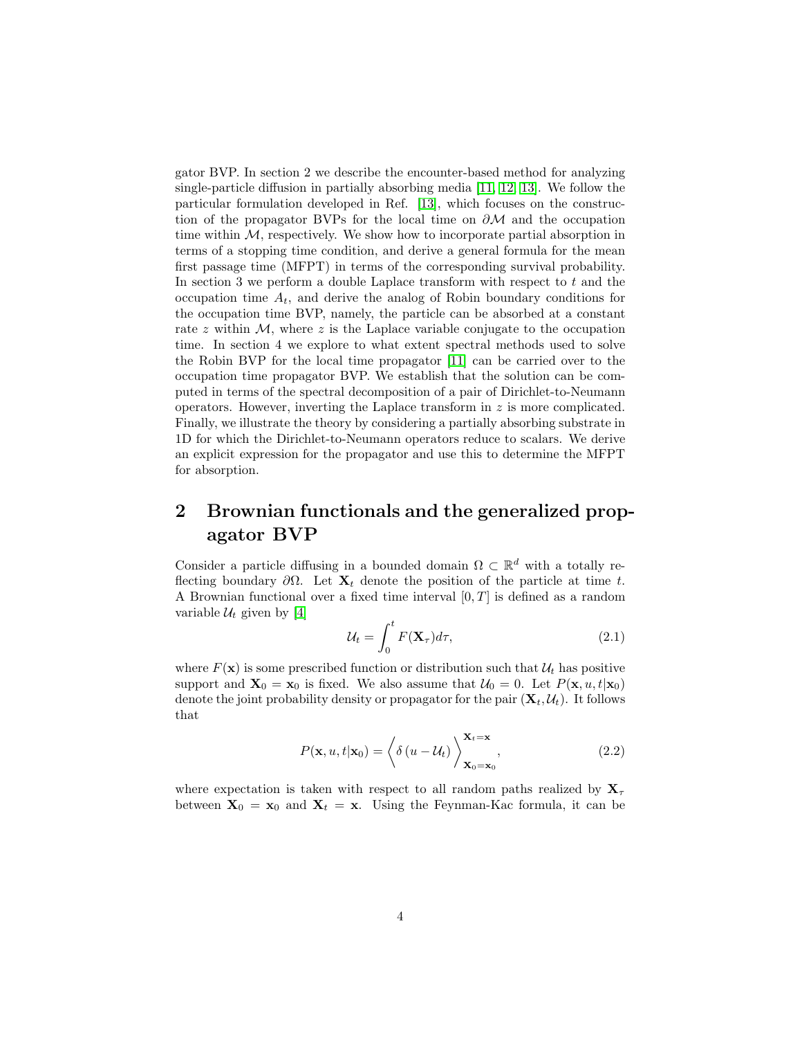gator BVP. In section 2 we describe the encounter-based method for analyzing single-particle diffusion in partially absorbing media [11, 12, 13]. We follow the particular formulation developed in Ref. [13], which focuses on the construction of the propagator BVPs for the local time on $\partial\mathcal{M}$ and the occupation time within $\mathcal{M}$, respectively. We show how to incorporate partial absorption in terms of a stopping time condition, and derive a general formula for the mean first passage time (MFPT) in terms of the corresponding survival probability. In section 3 we perform a double Laplace transform with respect to $t$ and the occupation time $A_t$, and derive the analog of Robin boundary conditions for the occupation time BVP, namely, the particle can be absorbed at a constant rate $z$ within $\mathcal{M}$, where $z$ is the Laplace variable conjugate to the occupation time. In section 4 we explore to what extent spectral methods used to solve the Robin BVP for the local time propagator [11] can be carried over to the occupation time propagator BVP. We establish that the solution can be computed in terms of the spectral decomposition of a pair of Dirichlet-to-Neumann operators. However, inverting the Laplace transform in $z$ is more complicated. Finally, we illustrate the theory by considering a partially absorbing substrate in 1D for which the Dirichlet-to-Neumann operators reduce to scalars. We derive an explicit expression for the propagator and use this to determine the MFPT for absorption.

## 2 Brownian functionals and the generalized propagator BVP

Consider a particle diffusing in a bounded domain $\Omega \subset \mathbb{R}^d$ with a totally reflecting boundary $\partial\Omega$. Let $\mathbf{X}_t$ denote the position of the particle at time $t$. A Brownian functional over a fixed time interval $[0,T]$ is defined as a random variable $\mathcal{U}_t$ given by [4]

$$\mathcal{U}_t = \int_0^t F(\mathbf{X}_\tau)d\tau, \tag{2.1}$$

where $F(\mathbf{x})$ is some prescribed function or distribution such that $\mathcal{U}_t$ has positive support and $\mathbf{X}_0 = \mathbf{x}_0$ is fixed. We also assume that $\mathcal{U}_0 = 0$. Let $P(\mathbf{x}, u, t|\mathbf{x}_0)$ denote the joint probability density or propagator for the pair $(\mathbf{X}_t, \mathcal{U}_t)$. It follows that

$$P(\mathbf{x}, u, t|\mathbf{x}_0) = \left\langle \delta\left(u - \mathcal{U}_t\right) \right\rangle_{\mathbf{X}_0=\mathbf{x}_0}^{\mathbf{X}_t=\mathbf{x}}, \tag{2.2}$$

where expectation is taken with respect to all random paths realized by $\mathbf{X}_\tau$ between $\mathbf{X}_0 = \mathbf{x}_0$ and $\mathbf{X}_t = \mathbf{x}$. Using the Feynman-Kac formula, it can be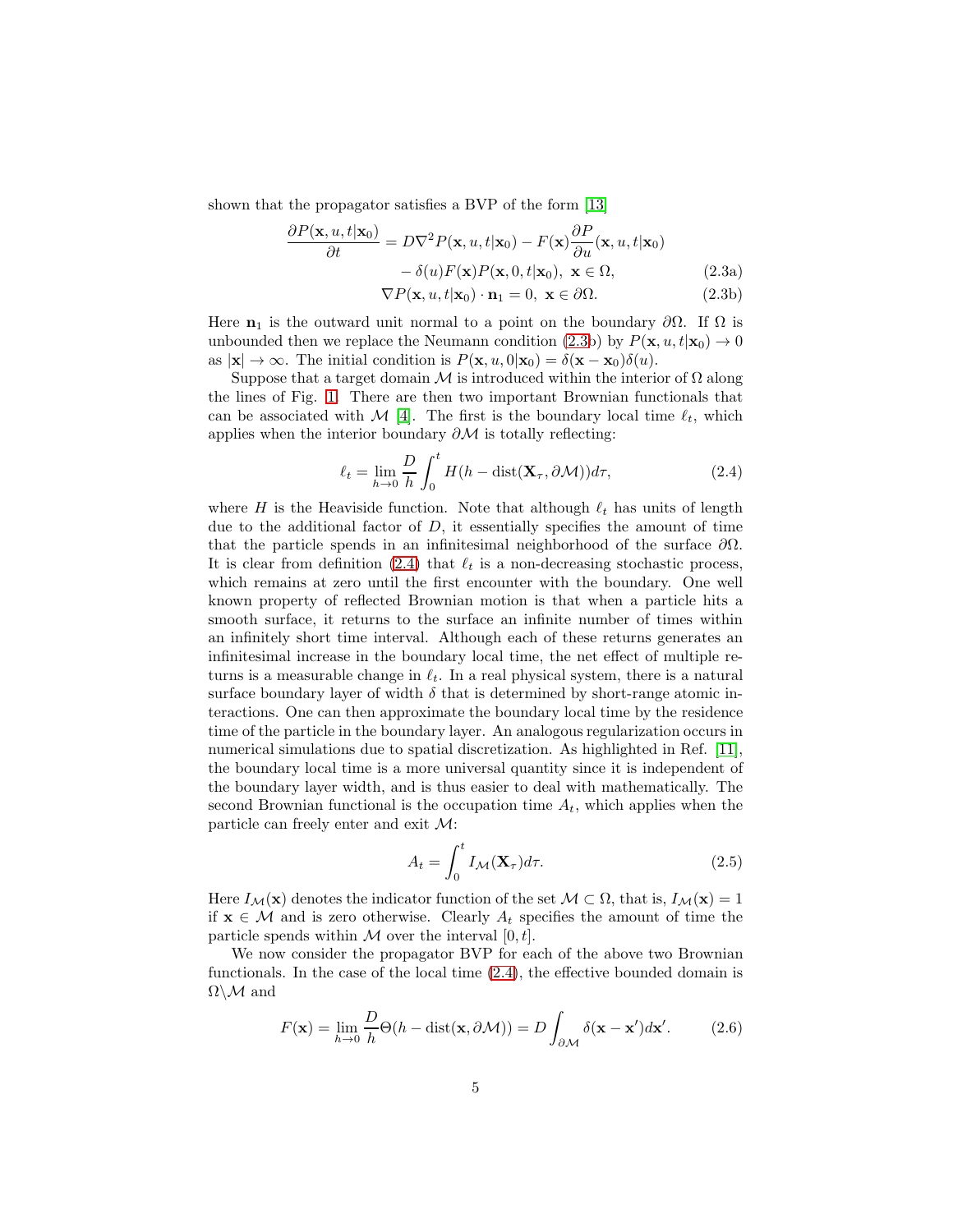shown that the propagator satisfies a BVP of the form [13]

$$
\begin{aligned}
\frac{\partial P(\mathbf{x},u,t|\mathbf{x}_0)}{\partial t} &= D\nabla^2 P(\mathbf{x},u,t|\mathbf{x}_0) - F(\mathbf{x})\frac{\partial P}{\partial u}(\mathbf{x},u,t|\mathbf{x}_0) \\
&\quad - \delta(u)F(\mathbf{x})P(\mathbf{x},0,t|\mathbf{x}_0),\ \mathbf{x}\in\Omega, \qquad (2.3\text{a})\\
&\nabla P(\mathbf{x},u,t|\mathbf{x}_0)\cdot\mathbf{n}_1 = 0,\ \mathbf{x}\in\partial\Omega. \qquad (2.3\text{b})
\end{aligned}
$$

Here $\mathbf{n}_1$ is the outward unit normal to a point on the boundary $\partial\Omega$. If $\Omega$ is unbounded then we replace the Neumann condition (2.3b) by $P(\mathbf{x},u,t|\mathbf{x}_0)\to 0$ as $|\mathbf{x}|\to\infty$. The initial condition is $P(\mathbf{x},u,0|\mathbf{x}_0)=\delta(\mathbf{x}-\mathbf{x}_0)\delta(u)$.

Suppose that a target domain $\mathcal{M}$ is introduced within the interior of $\Omega$ along the lines of Fig. 1. There are then two important Brownian functionals that can be associated with $\mathcal{M}$ [4]. The first is the boundary local time $\ell_t$, which applies when the interior boundary $\partial\mathcal{M}$ is totally reflecting:

$$
\ell_t = \lim_{h\to 0}\frac{D}{h}\int_0^t H(h-\text{dist}(\mathbf{X}_\tau,\partial\mathcal{M}))d\tau, \qquad (2.4)
$$

where $H$ is the Heaviside function. Note that although $\ell_t$ has units of length due to the additional factor of $D$, it essentially specifies the amount of time that the particle spends in an infinitesimal neighborhood of the surface $\partial\Omega$. It is clear from definition (2.4) that $\ell_t$ is a non-decreasing stochastic process, which remains at zero until the first encounter with the boundary. One well known property of reflected Brownian motion is that when a particle hits a smooth surface, it returns to the surface an infinite number of times within an infinitely short time interval. Although each of these returns generates an infinitesimal increase in the boundary local time, the net effect of multiple returns is a measurable change in $\ell_t$. In a real physical system, there is a natural surface boundary layer of width $\delta$ that is determined by short-range atomic interactions. One can then approximate the boundary local time by the residence time of the particle in the boundary layer. An analogous regularization occurs in numerical simulations due to spatial discretization. As highlighted in Ref. [11], the boundary local time is a more universal quantity since it is independent of the boundary layer width, and is thus easier to deal with mathematically. The second Brownian functional is the occupation time $A_t$, which applies when the particle can freely enter and exit $\mathcal{M}$:

$$
A_t = \int_0^t I_{\mathcal{M}}(\mathbf{X}_\tau)d\tau. \qquad (2.5)
$$

Here $I_{\mathcal{M}}(\mathbf{x})$ denotes the indicator function of the set $\mathcal{M}\subset\Omega$, that is, $I_{\mathcal{M}}(\mathbf{x})=1$ if $\mathbf{x}\in\mathcal{M}$ and is zero otherwise. Clearly $A_t$ specifies the amount of time the particle spends within $\mathcal{M}$ over the interval $[0,t]$.

We now consider the propagator BVP for each of the above two Brownian functionals. In the case of the local time (2.4), the effective bounded domain is $\Omega\backslash\mathcal{M}$ and

$$
F(\mathbf{x}) = \lim_{h\to 0}\frac{D}{h}\Theta(h-\text{dist}(\mathbf{x},\partial\mathcal{M})) = D\int_{\partial\mathcal{M}}\delta(\mathbf{x}-\mathbf{x}')d\mathbf{x}'. \qquad (2.6)
$$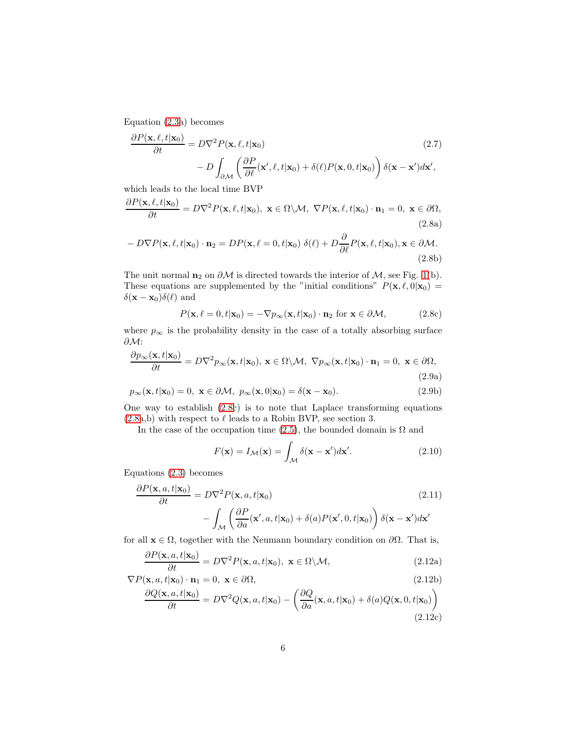Equation (2.3a) becomes

$$\frac{\partial P(\mathbf{x},\ell,t|\mathbf{x}_0)}{\partial t} = D\nabla^2 P(\mathbf{x},\ell,t|\mathbf{x}_0) - D\int_{\partial\mathcal{M}} \left(\frac{\partial P}{\partial \ell}(\mathbf{x}',\ell,t|\mathbf{x}_0) + \delta(\ell)P(\mathbf{x},0,t|\mathbf{x}_0)\right)\delta(\mathbf{x}-\mathbf{x}')d\mathbf{x}', \tag{2.7}$$

which leads to the local time BVP

$$\frac{\partial P(\mathbf{x},\ell,t|\mathbf{x}_0)}{\partial t} = D\nabla^2 P(\mathbf{x},\ell,t|\mathbf{x}_0),\ \mathbf{x}\in\Omega\backslash\mathcal{M},\ \nabla P(\mathbf{x},\ell,t|\mathbf{x}_0)\cdot\mathbf{n}_1 = 0,\ \mathbf{x}\in\partial\Omega, \tag{2.8a}$$

$$-D\nabla P(\mathbf{x},\ell,t|\mathbf{x}_0)\cdot\mathbf{n}_2 = DP(\mathbf{x},\ell=0,t|\mathbf{x}_0)\ \delta(\ell) + D\frac{\partial}{\partial \ell}P(\mathbf{x},\ell,t|\mathbf{x}_0), \mathbf{x}\in\partial\mathcal{M}. \tag{2.8b}$$

The unit normal $\mathbf{n}_2$ on $\partial\mathcal{M}$ is directed towards the interior of $\mathcal{M}$, see Fig. 1(b). These equations are supplemented by the "initial conditions" $P(\mathbf{x},\ell,0|\mathbf{x}_0) = \delta(\mathbf{x}-\mathbf{x}_0)\delta(\ell)$ and

$$P(\mathbf{x},\ell=0,t|\mathbf{x}_0) = -\nabla p_\infty(\mathbf{x},t|\mathbf{x}_0)\cdot\mathbf{n}_2 \text{ for } \mathbf{x}\in\partial\mathcal{M}, \tag{2.8c}$$

where $p_\infty$ is the probability density in the case of a totally absorbing surface $\partial\mathcal{M}$:

$$\frac{\partial p_\infty(\mathbf{x},t|\mathbf{x}_0)}{\partial t} = D\nabla^2 p_\infty(\mathbf{x},t|\mathbf{x}_0),\ \mathbf{x}\in\Omega\backslash\mathcal{M},\ \nabla p_\infty(\mathbf{x},t|\mathbf{x}_0)\cdot\mathbf{n}_1 = 0,\ \mathbf{x}\in\partial\Omega, \tag{2.9a}$$

$$p_\infty(\mathbf{x},t|\mathbf{x}_0) = 0,\ \mathbf{x}\in\partial\mathcal{M},\ p_\infty(\mathbf{x},0|\mathbf{x}_0) = \delta(\mathbf{x}-\mathbf{x}_0). \tag{2.9b}$$

One way to establish (2.8c) is to note that Laplace transforming equations (2.8a,b) with respect to $\ell$ leads to a Robin BVP, see section 3.

In the case of the occupation time (2.5), the bounded domain is $\Omega$ and

$$F(\mathbf{x}) = I_\mathcal{M}(\mathbf{x}) = \int_\mathcal{M} \delta(\mathbf{x}-\mathbf{x}')d\mathbf{x}'. \tag{2.10}$$

Equations (2.3) becomes

$$\frac{\partial P(\mathbf{x},a,t|\mathbf{x}_0)}{\partial t} = D\nabla^2 P(\mathbf{x},a,t|\mathbf{x}_0) - \int_\mathcal{M}\left(\frac{\partial P}{\partial a}(\mathbf{x}',a,t|\mathbf{x}_0) + \delta(a)P(\mathbf{x}',0,t|\mathbf{x}_0)\right)\delta(\mathbf{x}-\mathbf{x}')d\mathbf{x}' \tag{2.11}$$

for all $\mathbf{x}\in\Omega$, together with the Neumann boundary condition on $\partial\Omega$. That is,

$$\frac{\partial P(\mathbf{x},a,t|\mathbf{x}_0)}{\partial t} = D\nabla^2 P(\mathbf{x},a,t|\mathbf{x}_0),\ \mathbf{x}\in\Omega\backslash\mathcal{M}, \tag{2.12a}$$

$$\nabla P(\mathbf{x},a,t|\mathbf{x}_0)\cdot\mathbf{n}_1 = 0,\ \mathbf{x}\in\partial\Omega, \tag{2.12b}$$

$$\frac{\partial Q(\mathbf{x},a,t|\mathbf{x}_0)}{\partial t} = D\nabla^2 Q(\mathbf{x},a,t|\mathbf{x}_0) - \left(\frac{\partial Q}{\partial a}(\mathbf{x},a,t|\mathbf{x}_0) + \delta(a)Q(\mathbf{x},0,t|\mathbf{x}_0)\right) \tag{2.12c}$$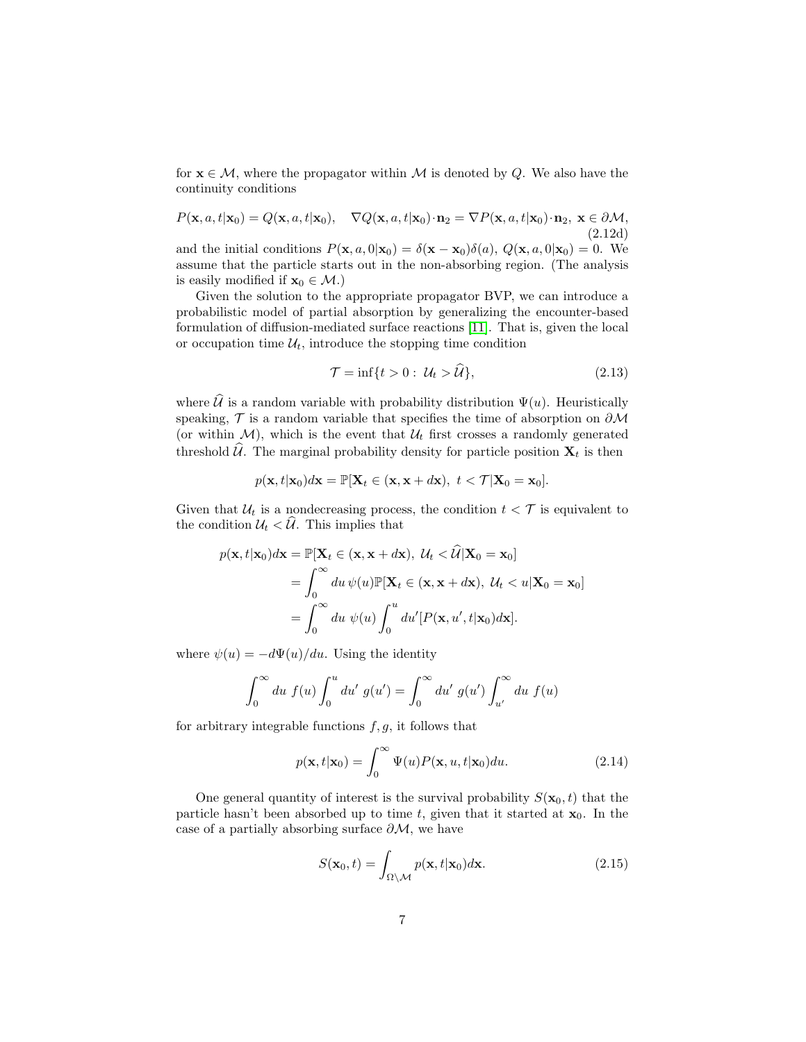for $\mathbf{x} \in \mathcal{M}$, where the propagator within $\mathcal{M}$ is denoted by $Q$. We also have the continuity conditions

$$P(\mathbf{x}, a, t|\mathbf{x}_0) = Q(\mathbf{x}, a, t|\mathbf{x}_0), \quad \nabla Q(\mathbf{x}, a, t|\mathbf{x}_0) \cdot \mathbf{n}_2 = \nabla P(\mathbf{x}, a, t|\mathbf{x}_0) \cdot \mathbf{n}_2, \ \mathbf{x} \in \partial\mathcal{M}, \tag{2.12d}$$

and the initial conditions $P(\mathbf{x}, a, 0|\mathbf{x}_0) = \delta(\mathbf{x} - \mathbf{x}_0)\delta(a)$, $Q(\mathbf{x}, a, 0|\mathbf{x}_0) = 0$. We assume that the particle starts out in the non-absorbing region. (The analysis is easily modified if $\mathbf{x}_0 \in \mathcal{M}$.)

Given the solution to the appropriate propagator BVP, we can introduce a probabilistic model of partial absorption by generalizing the encounter-based formulation of diffusion-mediated surface reactions [11]. That is, given the local or occupation time $\mathcal{U}_t$, introduce the stopping time condition

$$\mathcal{T} = \inf\{t > 0 : \ \mathcal{U}_t > \widehat{\mathcal{U}}\}, \tag{2.13}$$

where $\widehat{\mathcal{U}}$ is a random variable with probability distribution $\Psi(u)$. Heuristically speaking, $\mathcal{T}$ is a random variable that specifies the time of absorption on $\partial\mathcal{M}$ (or within $\mathcal{M}$), which is the event that $\mathcal{U}_t$ first crosses a randomly generated threshold $\widehat{\mathcal{U}}$. The marginal probability density for particle position $\mathbf{X}_t$ is then

$$p(\mathbf{x}, t|\mathbf{x}_0)d\mathbf{x} = \mathbb{P}[\mathbf{X}_t \in (\mathbf{x}, \mathbf{x} + d\mathbf{x}), \ t < \mathcal{T}|\mathbf{X}_0 = \mathbf{x}_0].$$

Given that $\mathcal{U}_t$ is a nondecreasing process, the condition $t < \mathcal{T}$ is equivalent to the condition $\mathcal{U}_t < \widehat{\mathcal{U}}$. This implies that

$$\begin{aligned} p(\mathbf{x}, t|\mathbf{x}_0)d\mathbf{x} &= \mathbb{P}[\mathbf{X}_t \in (\mathbf{x}, \mathbf{x} + d\mathbf{x}), \ \mathcal{U}_t < \widehat{\mathcal{U}}|\mathbf{X}_0 = \mathbf{x}_0] \\ &= \int_0^\infty du \, \psi(u) \mathbb{P}[\mathbf{X}_t \in (\mathbf{x}, \mathbf{x} + d\mathbf{x}), \ \mathcal{U}_t < u|\mathbf{X}_0 = \mathbf{x}_0] \\ &= \int_0^\infty du \ \psi(u) \int_0^u du' [P(\mathbf{x}, u', t|\mathbf{x}_0)d\mathbf{x}]. \end{aligned}$$

where $\psi(u) = -d\Psi(u)/du$. Using the identity

$$\int_0^\infty du \ f(u) \int_0^u du' \ g(u') = \int_0^\infty du' \ g(u') \int_{u'}^\infty du \ f(u)$$

for arbitrary integrable functions $f, g$, it follows that

$$p(\mathbf{x}, t|\mathbf{x}_0) = \int_0^\infty \Psi(u) P(\mathbf{x}, u, t|\mathbf{x}_0) du. \tag{2.14}$$

One general quantity of interest is the survival probability $S(\mathbf{x}_0, t)$ that the particle hasn't been absorbed up to time $t$, given that it started at $\mathbf{x}_0$. In the case of a partially absorbing surface $\partial\mathcal{M}$, we have

$$S(\mathbf{x}_0, t) = \int_{\Omega \backslash \mathcal{M}} p(\mathbf{x}, t|\mathbf{x}_0) d\mathbf{x}. \tag{2.15}$$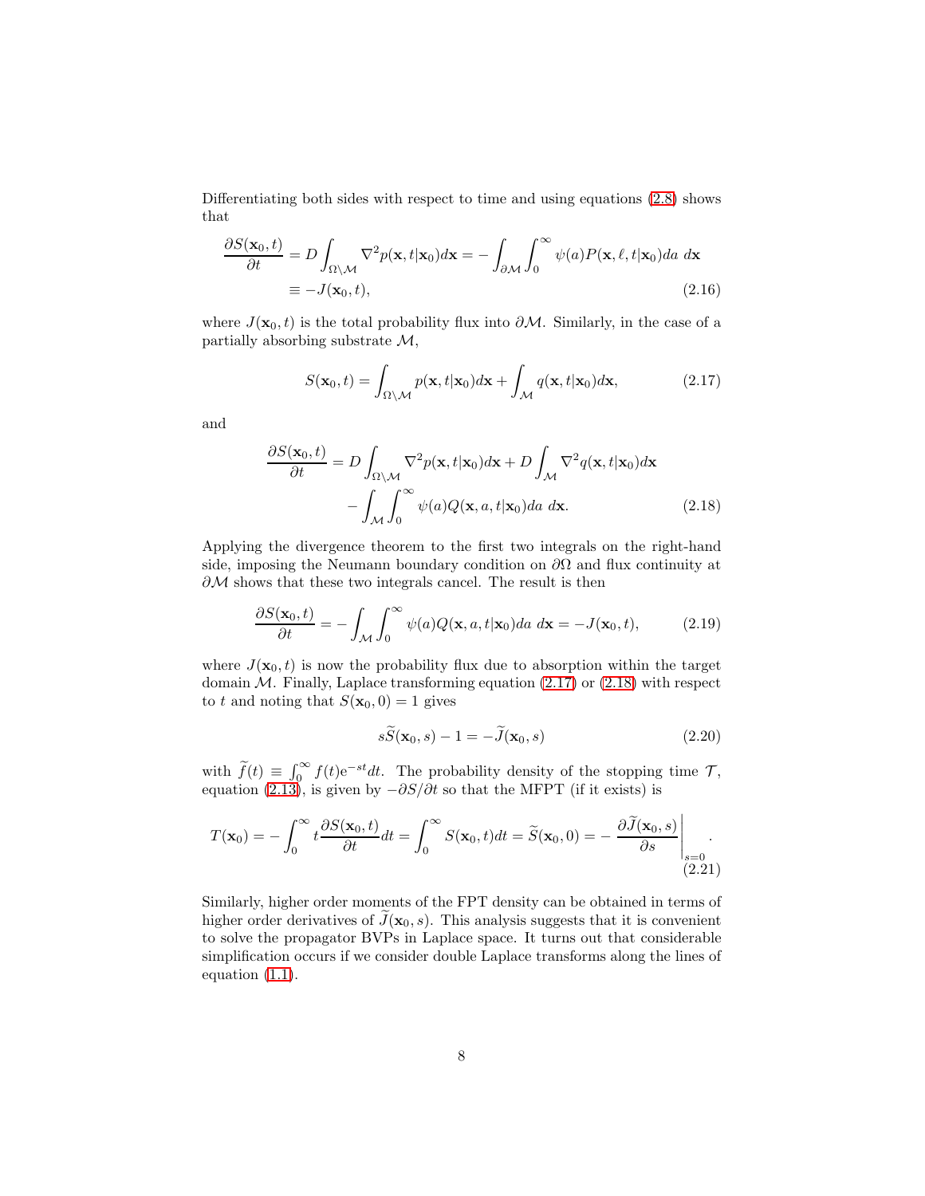Differentiating both sides with respect to time and using equations (2.8) shows that

$$
\begin{aligned}
\frac{\partial S(\mathbf{x}_0,t)}{\partial t} &= D\int_{\Omega\backslash\mathcal{M}} \nabla^2 p(\mathbf{x},t|\mathbf{x}_0)d\mathbf{x} = -\int_{\partial\mathcal{M}}\int_0^\infty \psi(a)P(\mathbf{x},\ell,t|\mathbf{x}_0)da\ d\mathbf{x} \\
&\equiv -J(\mathbf{x}_0,t),
\end{aligned}
\tag{2.16}
$$

where $J(\mathbf{x}_0,t)$ is the total probability flux into $\partial\mathcal{M}$. Similarly, in the case of a partially absorbing substrate $\mathcal{M}$,

$$
S(\mathbf{x}_0,t) = \int_{\Omega\backslash\mathcal{M}} p(\mathbf{x},t|\mathbf{x}_0)d\mathbf{x} + \int_{\mathcal{M}} q(\mathbf{x},t|\mathbf{x}_0)d\mathbf{x}, \tag{2.17}
$$

and

$$
\begin{aligned}
\frac{\partial S(\mathbf{x}_0,t)}{\partial t} &= D\int_{\Omega\backslash\mathcal{M}} \nabla^2 p(\mathbf{x},t|\mathbf{x}_0)d\mathbf{x} + D\int_{\mathcal{M}} \nabla^2 q(\mathbf{x},t|\mathbf{x}_0)d\mathbf{x} \\
&\quad - \int_{\mathcal{M}}\int_0^\infty \psi(a)Q(\mathbf{x},a,t|\mathbf{x}_0)da\ d\mathbf{x}.
\end{aligned}
\tag{2.18}
$$

Applying the divergence theorem to the first two integrals on the right-hand side, imposing the Neumann boundary condition on $\partial\Omega$ and flux continuity at $\partial\mathcal{M}$ shows that these two integrals cancel. The result is then

$$
\frac{\partial S(\mathbf{x}_0,t)}{\partial t} = -\int_{\mathcal{M}}\int_0^\infty \psi(a)Q(\mathbf{x},a,t|\mathbf{x}_0)da\ d\mathbf{x} = -J(\mathbf{x}_0,t), \tag{2.19}
$$

where $J(\mathbf{x}_0,t)$ is now the probability flux due to absorption within the target domain $\mathcal{M}$. Finally, Laplace transforming equation (2.17) or (2.18) with respect to $t$ and noting that $S(\mathbf{x}_0,0)=1$ gives

$$
s\widetilde{S}(\mathbf{x}_0,s) - 1 = -\widetilde{J}(\mathbf{x}_0,s) \tag{2.20}
$$

with $\widetilde{f}(t) \equiv \int_0^\infty f(t)\mathrm{e}^{-st}dt$. The probability density of the stopping time $\mathcal{T}$, equation (2.13), is given by $-\partial S/\partial t$ so that the MFPT (if it exists) is

$$
T(\mathbf{x}_0) = -\int_0^\infty t\frac{\partial S(\mathbf{x}_0,t)}{\partial t}dt = \int_0^\infty S(\mathbf{x}_0,t)dt = \widetilde{S}(\mathbf{x}_0,0) = -\left.\frac{\partial \widetilde{J}(\mathbf{x}_0,s)}{\partial s}\right|_{s=0}. \tag{2.21}
$$

Similarly, higher order moments of the FPT density can be obtained in terms of higher order derivatives of $\widetilde{J}(\mathbf{x}_0,s)$. This analysis suggests that it is convenient to solve the propagator BVPs in Laplace space. It turns out that considerable simplification occurs if we consider double Laplace transforms along the lines of equation (1.1).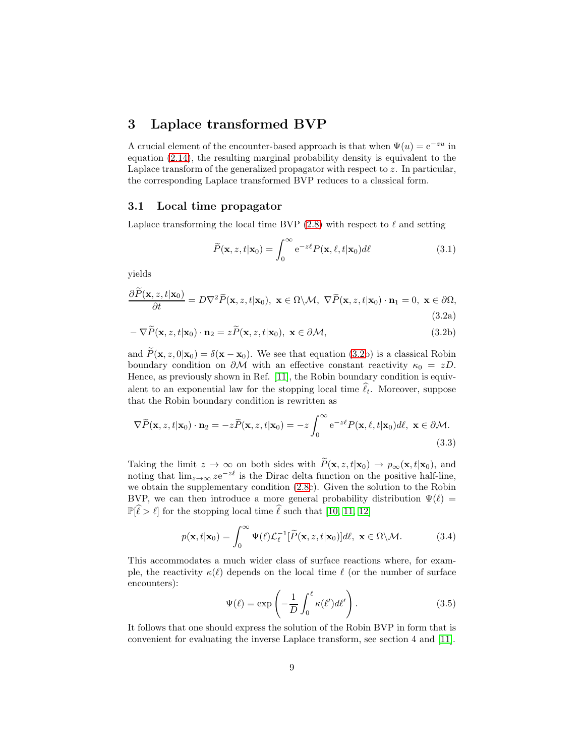# 3 Laplace transformed BVP

A crucial element of the encounter-based approach is that when $\Psi(u) = \mathrm{e}^{-zu}$ in equation (2.14), the resulting marginal probability density is equivalent to the Laplace transform of the generalized propagator with respect to $z$. In particular, the corresponding Laplace transformed BVP reduces to a classical form.

## 3.1 Local time propagator

Laplace transforming the local time BVP (2.8) with respect to $\ell$ and setting

$$
\widetilde{P}(\mathbf{x}, z, t|\mathbf{x}_0) = \int_0^\infty \mathrm{e}^{-z\ell} P(\mathbf{x}, \ell, t|\mathbf{x}_0) d\ell \tag{3.1}
$$

yields

$$
\frac{\partial \widetilde{P}(\mathbf{x}, z, t|\mathbf{x}_0)}{\partial t} = D\nabla^2 \widetilde{P}(\mathbf{x}, z, t|\mathbf{x}_0),\ \mathbf{x} \in \Omega\backslash\mathcal{M},\ \nabla\widetilde{P}(\mathbf{x}, z, t|\mathbf{x}_0)\cdot\mathbf{n}_1 = 0,\ \mathbf{x} \in \partial\Omega, \tag{3.2a}
$$

$$
-\nabla\widetilde{P}(\mathbf{x}, z, t|\mathbf{x}_0)\cdot\mathbf{n}_2 = z\widetilde{P}(\mathbf{x}, z, t|\mathbf{x}_0),\ \mathbf{x} \in \partial\mathcal{M}, \tag{3.2b}
$$

and $\widetilde{P}(\mathbf{x}, z, 0|\mathbf{x}_0) = \delta(\mathbf{x} - \mathbf{x}_0)$. We see that equation (3.2b) is a classical Robin boundary condition on $\partial\mathcal{M}$ with an effective constant reactivity $\kappa_0 = zD$. Hence, as previously shown in Ref. [11], the Robin boundary condition is equivalent to an exponential law for the stopping local time $\widehat{\ell}_t$. Moreover, suppose that the Robin boundary condition is rewritten as

$$
\nabla\widetilde{P}(\mathbf{x}, z, t|\mathbf{x}_0)\cdot\mathbf{n}_2 = -z\widetilde{P}(\mathbf{x}, z, t|\mathbf{x}_0) = -z\int_0^\infty \mathrm{e}^{-z\ell} P(\mathbf{x}, \ell, t|\mathbf{x}_0) d\ell,\ \mathbf{x} \in \partial\mathcal{M}. \tag{3.3}
$$

Taking the limit $z \to \infty$ on both sides with $\widetilde{P}(\mathbf{x}, z, t|\mathbf{x}_0) \to p_\infty(\mathbf{x}, t|\mathbf{x}_0)$, and noting that $\lim_{z\to\infty} z\mathrm{e}^{-z\ell}$ is the Dirac delta function on the positive half-line, we obtain the supplementary condition (2.8c). Given the solution to the Robin BVP, we can then introduce a more general probability distribution $\Psi(\ell) = \mathbb{P}[\widehat{\ell} > \ell]$ for the stopping local time $\widehat{\ell}$ such that [10, 11, 12]

$$
p(\mathbf{x}, t|\mathbf{x}_0) = \int_0^\infty \Psi(\ell)\mathcal{L}_\ell^{-1}[\widetilde{P}(\mathbf{x}, z, t|\mathbf{x}_0)] d\ell,\ \mathbf{x} \in \Omega\backslash\mathcal{M}. \tag{3.4}
$$

This accommodates a much wider class of surface reactions where, for example, the reactivity $\kappa(\ell)$ depends on the local time $\ell$ (or the number of surface encounters):

$$
\Psi(\ell) = \exp\left(-\frac{1}{D}\int_0^\ell \kappa(\ell')d\ell'\right). \tag{3.5}
$$

It follows that one should express the solution of the Robin BVP in form that is convenient for evaluating the inverse Laplace transform, see section 4 and [11].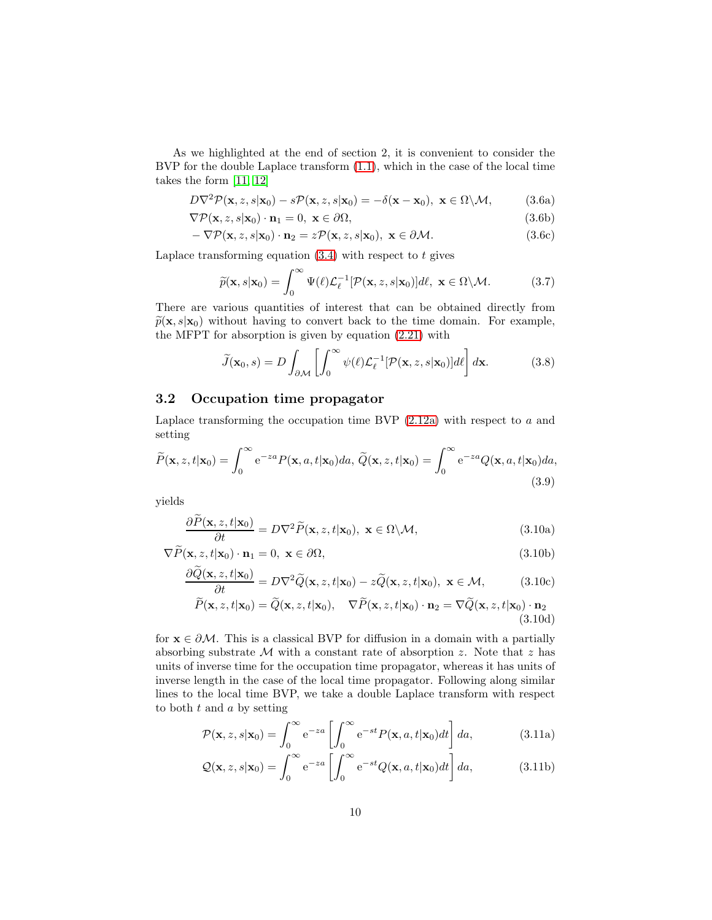As we highlighted at the end of section 2, it is convenient to consider the BVP for the double Laplace transform (1.1), which in the case of the local time takes the form [11, 12]

$$D\nabla^2\mathcal{P}(\mathbf{x},z,s|\mathbf{x}_0) - s\mathcal{P}(\mathbf{x},z,s|\mathbf{x}_0) = -\delta(\mathbf{x}-\mathbf{x}_0),\ \mathbf{x}\in\Omega\backslash\mathcal{M}, \tag{3.6a}$$

$$\nabla\mathcal{P}(\mathbf{x},z,s|\mathbf{x}_0)\cdot\mathbf{n}_1 = 0,\ \mathbf{x}\in\partial\Omega, \tag{3.6b}$$

$$-\nabla\mathcal{P}(\mathbf{x},z,s|\mathbf{x}_0)\cdot\mathbf{n}_2 = z\mathcal{P}(\mathbf{x},z,s|\mathbf{x}_0),\ \mathbf{x}\in\partial\mathcal{M}. \tag{3.6c}$$

Laplace transforming equation (3.4) with respect to $t$ gives

$$\widetilde{p}(\mathbf{x},s|\mathbf{x}_0) = \int_0^\infty \Psi(\ell)\mathcal{L}_\ell^{-1}[\mathcal{P}(\mathbf{x},z,s|\mathbf{x}_0)]d\ell,\ \mathbf{x}\in\Omega\backslash\mathcal{M}. \tag{3.7}$$

There are various quantities of interest that can be obtained directly from $\widetilde{p}(\mathbf{x},s|\mathbf{x}_0)$ without having to convert back to the time domain. For example, the MFPT for absorption is given by equation (2.21) with

$$\widetilde{J}(\mathbf{x}_0,s) = D\int_{\partial\mathcal{M}}\left[\int_0^\infty \psi(\ell)\mathcal{L}_\ell^{-1}[\mathcal{P}(\mathbf{x},z,s|\mathbf{x}_0)]d\ell\right]d\mathbf{x}. \tag{3.8}$$

### 3.2 Occupation time propagator

Laplace transforming the occupation time BVP (2.12a) with respect to $a$ and setting

$$\widetilde{P}(\mathbf{x},z,t|\mathbf{x}_0) = \int_0^\infty e^{-za}P(\mathbf{x},a,t|\mathbf{x}_0)da,\ \widetilde{Q}(\mathbf{x},z,t|\mathbf{x}_0) = \int_0^\infty e^{-za}Q(\mathbf{x},a,t|\mathbf{x}_0)da, \tag{3.9}$$

yields

$$\frac{\partial\widetilde{P}(\mathbf{x},z,t|\mathbf{x}_0)}{\partial t} = D\nabla^2\widetilde{P}(\mathbf{x},z,t|\mathbf{x}_0),\ \mathbf{x}\in\Omega\backslash\mathcal{M}, \tag{3.10a}$$

$$\nabla\widetilde{P}(\mathbf{x},z,t|\mathbf{x}_0)\cdot\mathbf{n}_1 = 0,\ \mathbf{x}\in\partial\Omega, \tag{3.10b}$$

$$\frac{\partial\widetilde{Q}(\mathbf{x},z,t|\mathbf{x}_0)}{\partial t} = D\nabla^2\widetilde{Q}(\mathbf{x},z,t|\mathbf{x}_0) - z\widetilde{Q}(\mathbf{x},z,t|\mathbf{x}_0),\ \mathbf{x}\in\mathcal{M}, \tag{3.10c}$$

$$\widetilde{P}(\mathbf{x},z,t|\mathbf{x}_0) = \widetilde{Q}(\mathbf{x},z,t|\mathbf{x}_0),\quad \nabla\widetilde{P}(\mathbf{x},z,t|\mathbf{x}_0)\cdot\mathbf{n}_2 = \nabla\widetilde{Q}(\mathbf{x},z,t|\mathbf{x}_0)\cdot\mathbf{n}_2 \tag{3.10d}$$

for $\mathbf{x}\in\partial\mathcal{M}$. This is a classical BVP for diffusion in a domain with a partially absorbing substrate $\mathcal{M}$ with a constant rate of absorption $z$. Note that $z$ has units of inverse time for the occupation time propagator, whereas it has units of inverse length in the case of the local time propagator. Following along similar lines to the local time BVP, we take a double Laplace transform with respect to both $t$ and $a$ by setting

$$\mathcal{P}(\mathbf{x},z,s|\mathbf{x}_0) = \int_0^\infty e^{-za}\left[\int_0^\infty e^{-st}P(\mathbf{x},a,t|\mathbf{x}_0)dt\right]da, \tag{3.11a}$$

$$\mathcal{Q}(\mathbf{x},z,s|\mathbf{x}_0) = \int_0^\infty e^{-za}\left[\int_0^\infty e^{-st}Q(\mathbf{x},a,t|\mathbf{x}_0)dt\right]da, \tag{3.11b}$$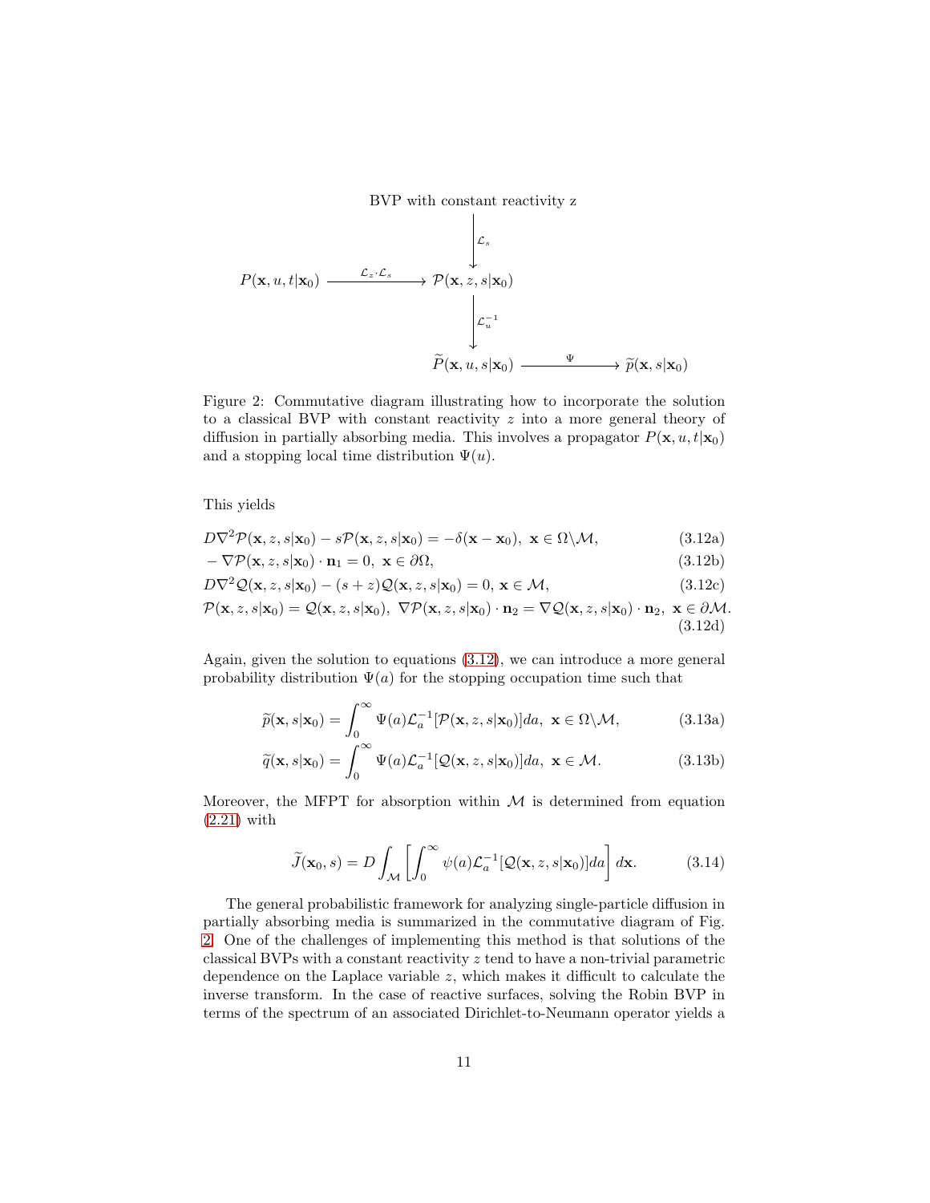BVP with constant reactivity z

$$
\begin{array}{ccccc}
 & & \text{BVP with constant reactivity } z & & \\
 & & \Big\downarrow {\scriptstyle \mathcal{L}_s} & & \\
P(\mathbf{x},u,t|\mathbf{x}_0) & \xrightarrow{\mathcal{L}_z \cdot \mathcal{L}_s} & \mathcal{P}(\mathbf{x},z,s|\mathbf{x}_0) & & \\
 & & \Big\downarrow {\scriptstyle \mathcal{L}_u^{-1}} & & \\
 & & \widetilde{P}(\mathbf{x},u,s|\mathbf{x}_0) & \xrightarrow{\Psi} & \widetilde{p}(\mathbf{x},s|\mathbf{x}_0)
\end{array}
$$

Figure 2: Commutative diagram illustrating how to incorporate the solution to a classical BVP with constant reactivity $z$ into a more general theory of diffusion in partially absorbing media. This involves a propagator $P(\mathbf{x}, u, t|\mathbf{x}_0)$ and a stopping local time distribution $\Psi(u)$.

This yields

$$
D\nabla^2 \mathcal{P}(\mathbf{x}, z, s|\mathbf{x}_0) - s\mathcal{P}(\mathbf{x}, z, s|\mathbf{x}_0) = -\delta(\mathbf{x} - \mathbf{x}_0), \ \mathbf{x} \in \Omega \backslash \mathcal{M}, \tag{3.12a}
$$

$$
-\nabla \mathcal{P}(\mathbf{x}, z, s|\mathbf{x}_0) \cdot \mathbf{n}_1 = 0, \ \mathbf{x} \in \partial\Omega, \tag{3.12b}
$$

$$
D\nabla^2 \mathcal{Q}(\mathbf{x}, z, s|\mathbf{x}_0) - (s+z)\mathcal{Q}(\mathbf{x}, z, s|\mathbf{x}_0) = 0, \ \mathbf{x} \in \mathcal{M}, \tag{3.12c}
$$

$$
\mathcal{P}(\mathbf{x}, z, s|\mathbf{x}_0) = \mathcal{Q}(\mathbf{x}, z, s|\mathbf{x}_0), \ \nabla \mathcal{P}(\mathbf{x}, z, s|\mathbf{x}_0) \cdot \mathbf{n}_2 = \nabla \mathcal{Q}(\mathbf{x}, z, s|\mathbf{x}_0) \cdot \mathbf{n}_2, \ \mathbf{x} \in \partial\mathcal{M}. \tag{3.12d}
$$

Again, given the solution to equations (3.12), we can introduce a more general probability distribution $\Psi(a)$ for the stopping occupation time such that

$$
\widetilde{p}(\mathbf{x}, s|\mathbf{x}_0) = \int_0^\infty \Psi(a) \mathcal{L}_a^{-1}[\mathcal{P}(\mathbf{x}, z, s|\mathbf{x}_0)] da, \ \mathbf{x} \in \Omega \backslash \mathcal{M}, \tag{3.13a}
$$

$$
\widetilde{q}(\mathbf{x}, s|\mathbf{x}_0) = \int_0^\infty \Psi(a) \mathcal{L}_a^{-1}[\mathcal{Q}(\mathbf{x}, z, s|\mathbf{x}_0)] da, \ \mathbf{x} \in \mathcal{M}. \tag{3.13b}
$$

Moreover, the MFPT for absorption within $\mathcal{M}$ is determined from equation (2.21) with

$$
\widetilde{J}(\mathbf{x}_0, s) = D \int_{\mathcal{M}} \left[ \int_0^\infty \psi(a) \mathcal{L}_a^{-1}[\mathcal{Q}(\mathbf{x}, z, s|\mathbf{x}_0)] da \right] d\mathbf{x}. \tag{3.14}
$$

The general probabilistic framework for analyzing single-particle diffusion in partially absorbing media is summarized in the commutative diagram of Fig. 2. One of the challenges of implementing this method is that solutions of the classical BVPs with a constant reactivity $z$ tend to have a non-trivial parametric dependence on the Laplace variable $z$, which makes it difficult to calculate the inverse transform. In the case of reactive surfaces, solving the Robin BVP in terms of the spectrum of an associated Dirichlet-to-Neumann operator yields a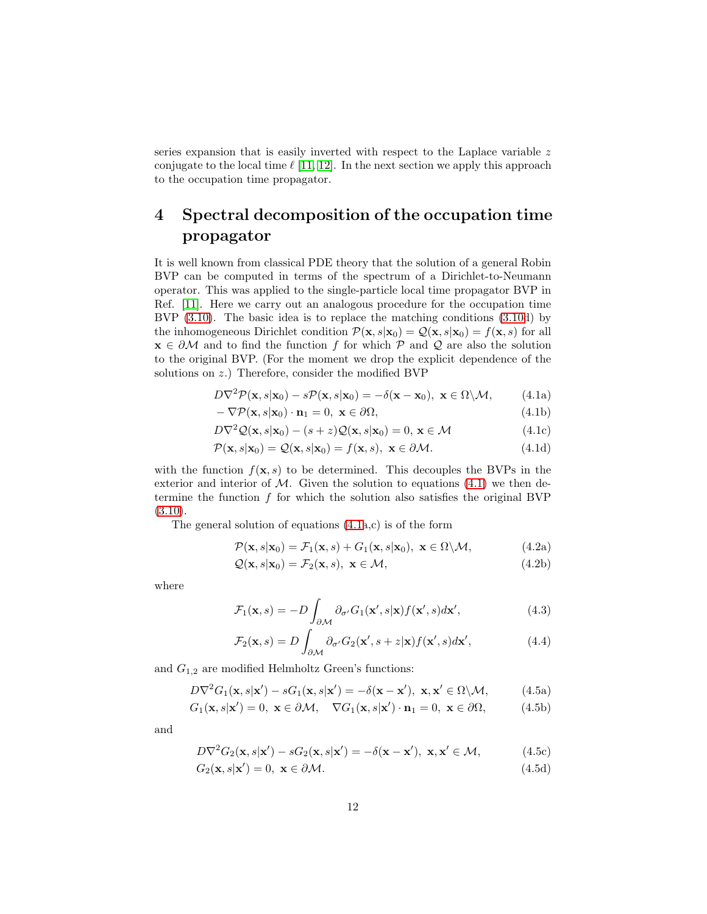series expansion that is easily inverted with respect to the Laplace variable $z$ conjugate to the local time $\ell$ [11, 12]. In the next section we apply this approach to the occupation time propagator.

# 4 Spectral decomposition of the occupation time propagator

It is well known from classical PDE theory that the solution of a general Robin BVP can be computed in terms of the spectrum of a Dirichlet-to-Neumann operator. This was applied to the single-particle local time propagator BVP in Ref. [11]. Here we carry out an analogous procedure for the occupation time BVP (3.10). The basic idea is to replace the matching conditions (3.10d) by the inhomogeneous Dirichlet condition $\mathcal{P}(\mathbf{x},s|\mathbf{x}_0)=\mathcal{Q}(\mathbf{x},s|\mathbf{x}_0)=f(\mathbf{x},s)$ for all $\mathbf{x}\in\partial\mathcal{M}$ and to find the function $f$ for which $\mathcal{P}$ and $\mathcal{Q}$ are also the solution to the original BVP. (For the moment we drop the explicit dependence of the solutions on $z$.) Therefore, consider the modified BVP

$$D\nabla^2\mathcal{P}(\mathbf{x},s|\mathbf{x}_0)-s\mathcal{P}(\mathbf{x},s|\mathbf{x}_0)=-\delta(\mathbf{x}-\mathbf{x}_0),\ \mathbf{x}\in\Omega\backslash\mathcal{M}, \tag{4.1a}$$

$$-\nabla\mathcal{P}(\mathbf{x},s|\mathbf{x}_0)\cdot\mathbf{n}_1=0,\ \mathbf{x}\in\partial\Omega, \tag{4.1b}$$

$$D\nabla^2\mathcal{Q}(\mathbf{x},s|\mathbf{x}_0)-(s+z)\mathcal{Q}(\mathbf{x},s|\mathbf{x}_0)=0,\ \mathbf{x}\in\mathcal{M} \tag{4.1c}$$

$$\mathcal{P}(\mathbf{x},s|\mathbf{x}_0)=\mathcal{Q}(\mathbf{x},s|\mathbf{x}_0)=f(\mathbf{x},s),\ \mathbf{x}\in\partial\mathcal{M}. \tag{4.1d}$$

with the function $f(\mathbf{x},s)$ to be determined. This decouples the BVPs in the exterior and interior of $\mathcal{M}$. Given the solution to equations (4.1) we then determine the function $f$ for which the solution also satisfies the original BVP (3.10).

The general solution of equations (4.1a,c) is of the form

$$\mathcal{P}(\mathbf{x},s|\mathbf{x}_0)=\mathcal{F}_1(\mathbf{x},s)+G_1(\mathbf{x},s|\mathbf{x}_0),\ \mathbf{x}\in\Omega\backslash\mathcal{M}, \tag{4.2a}$$

$$\mathcal{Q}(\mathbf{x},s|\mathbf{x}_0)=\mathcal{F}_2(\mathbf{x},s),\ \mathbf{x}\in\mathcal{M}, \tag{4.2b}$$

where

$$\mathcal{F}_1(\mathbf{x},s)=-D\int_{\partial\mathcal{M}}\partial_{\sigma'}G_1(\mathbf{x}',s|\mathbf{x})f(\mathbf{x}',s)d\mathbf{x}', \tag{4.3}$$

$$\mathcal{F}_2(\mathbf{x},s)=D\int_{\partial\mathcal{M}}\partial_{\sigma'}G_2(\mathbf{x}',s+z|\mathbf{x})f(\mathbf{x}',s)d\mathbf{x}', \tag{4.4}$$

and $G_{1,2}$ are modified Helmholtz Green's functions:

$$D\nabla^2G_1(\mathbf{x},s|\mathbf{x}')-sG_1(\mathbf{x},s|\mathbf{x}')=-\delta(\mathbf{x}-\mathbf{x}'),\ \mathbf{x},\mathbf{x}'\in\Omega\backslash\mathcal{M}, \tag{4.5a}$$

$$G_1(\mathbf{x},s|\mathbf{x}')=0,\ \mathbf{x}\in\partial\mathcal{M},\quad \nabla G_1(\mathbf{x},s|\mathbf{x}')\cdot\mathbf{n}_1=0,\ \mathbf{x}\in\partial\Omega, \tag{4.5b}$$

and

$$D\nabla^2G_2(\mathbf{x},s|\mathbf{x}')-sG_2(\mathbf{x},s|\mathbf{x}')=-\delta(\mathbf{x}-\mathbf{x}'),\ \mathbf{x},\mathbf{x}'\in\mathcal{M}, \tag{4.5c}$$

$$G_2(\mathbf{x},s|\mathbf{x}')=0,\ \mathbf{x}\in\partial\mathcal{M}. \tag{4.5d}$$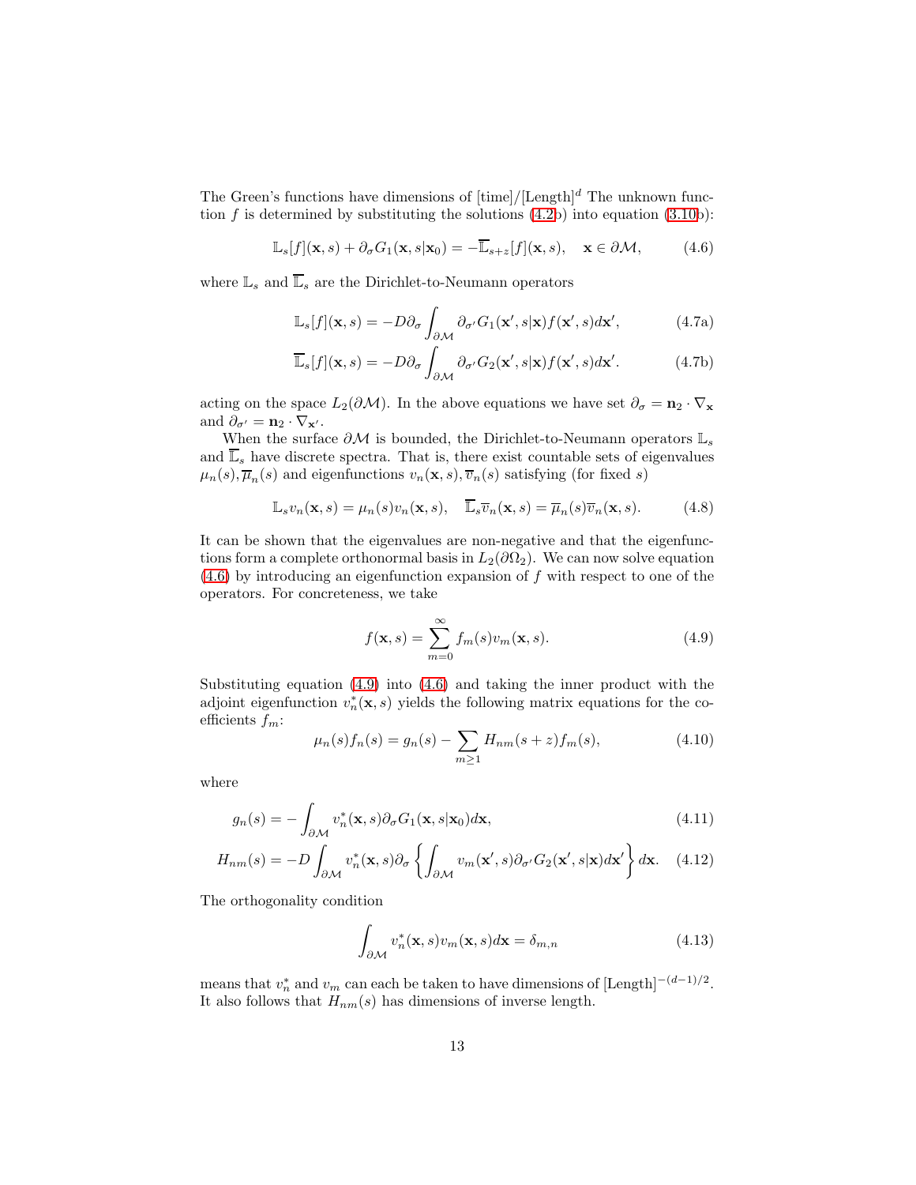The Green's functions have dimensions of [time]/[Length]$^d$ The unknown function $f$ is determined by substituting the solutions (4.2b) into equation (3.10b):

$$\mathbb{L}_s[f](\mathbf{x}, s) + \partial_\sigma G_1(\mathbf{x}, s|\mathbf{x}_0) = -\overline{\mathbb{L}}_{s+z}[f](\mathbf{x}, s), \quad \mathbf{x} \in \partial\mathcal{M}, \tag{4.6}$$

where $\mathbb{L}_s$ and $\overline{\mathbb{L}}_s$ are the Dirichlet-to-Neumann operators

$$\mathbb{L}_s[f](\mathbf{x}, s) = -D\partial_\sigma \int_{\partial\mathcal{M}} \partial_{\sigma'} G_1(\mathbf{x}', s|\mathbf{x}) f(\mathbf{x}', s) d\mathbf{x}', \tag{4.7a}$$

$$\overline{\mathbb{L}}_s[f](\mathbf{x}, s) = -D\partial_\sigma \int_{\partial\mathcal{M}} \partial_{\sigma'} G_2(\mathbf{x}', s|\mathbf{x}) f(\mathbf{x}', s) d\mathbf{x}'. \tag{4.7b}$$

acting on the space $L_2(\partial\mathcal{M})$. In the above equations we have set $\partial_\sigma = \mathbf{n}_2 \cdot \nabla_\mathbf{x}$ and $\partial_{\sigma'} = \mathbf{n}_2 \cdot \nabla_{\mathbf{x}'}$.

When the surface $\partial\mathcal{M}$ is bounded, the Dirichlet-to-Neumann operators $\mathbb{L}_s$ and $\overline{\mathbb{L}}_s$ have discrete spectra. That is, there exist countable sets of eigenvalues $\mu_n(s), \overline{\mu}_n(s)$ and eigenfunctions $v_n(\mathbf{x}, s), \overline{v}_n(s)$ satisfying (for fixed $s$)

$$\mathbb{L}_s v_n(\mathbf{x}, s) = \mu_n(s) v_n(\mathbf{x}, s), \quad \overline{\mathbb{L}}_s \overline{v}_n(\mathbf{x}, s) = \overline{\mu}_n(s) \overline{v}_n(\mathbf{x}, s). \tag{4.8}$$

It can be shown that the eigenvalues are non-negative and that the eigenfunctions form a complete orthonormal basis in $L_2(\partial\Omega_2)$. We can now solve equation (4.6) by introducing an eigenfunction expansion of $f$ with respect to one of the operators. For concreteness, we take

$$f(\mathbf{x}, s) = \sum_{m=0}^{\infty} f_m(s) v_m(\mathbf{x}, s). \tag{4.9}$$

Substituting equation (4.9) into (4.6) and taking the inner product with the adjoint eigenfunction $v_n^*(\mathbf{x}, s)$ yields the following matrix equations for the coefficients $f_m$:

$$\mu_n(s) f_n(s) = g_n(s) - \sum_{m \geq 1} H_{nm}(s + z) f_m(s), \tag{4.10}$$

where

$$g_n(s) = -\int_{\partial\mathcal{M}} v_n^*(\mathbf{x}, s) \partial_\sigma G_1(\mathbf{x}, s|\mathbf{x}_0) d\mathbf{x}, \tag{4.11}$$

$$H_{nm}(s) = -D \int_{\partial\mathcal{M}} v_n^*(\mathbf{x}, s) \partial_\sigma \left\{ \int_{\partial\mathcal{M}} v_m(\mathbf{x}', s) \partial_{\sigma'} G_2(\mathbf{x}', s|\mathbf{x}) d\mathbf{x}' \right\} d\mathbf{x}. \tag{4.12}$$

The orthogonality condition

$$\int_{\partial\mathcal{M}} v_n^*(\mathbf{x}, s) v_m(\mathbf{x}, s) d\mathbf{x} = \delta_{m,n} \tag{4.13}$$

means that $v_n^*$ and $v_m$ can each be taken to have dimensions of [Length]$^{-(d-1)/2}$. It also follows that $H_{nm}(s)$ has dimensions of inverse length.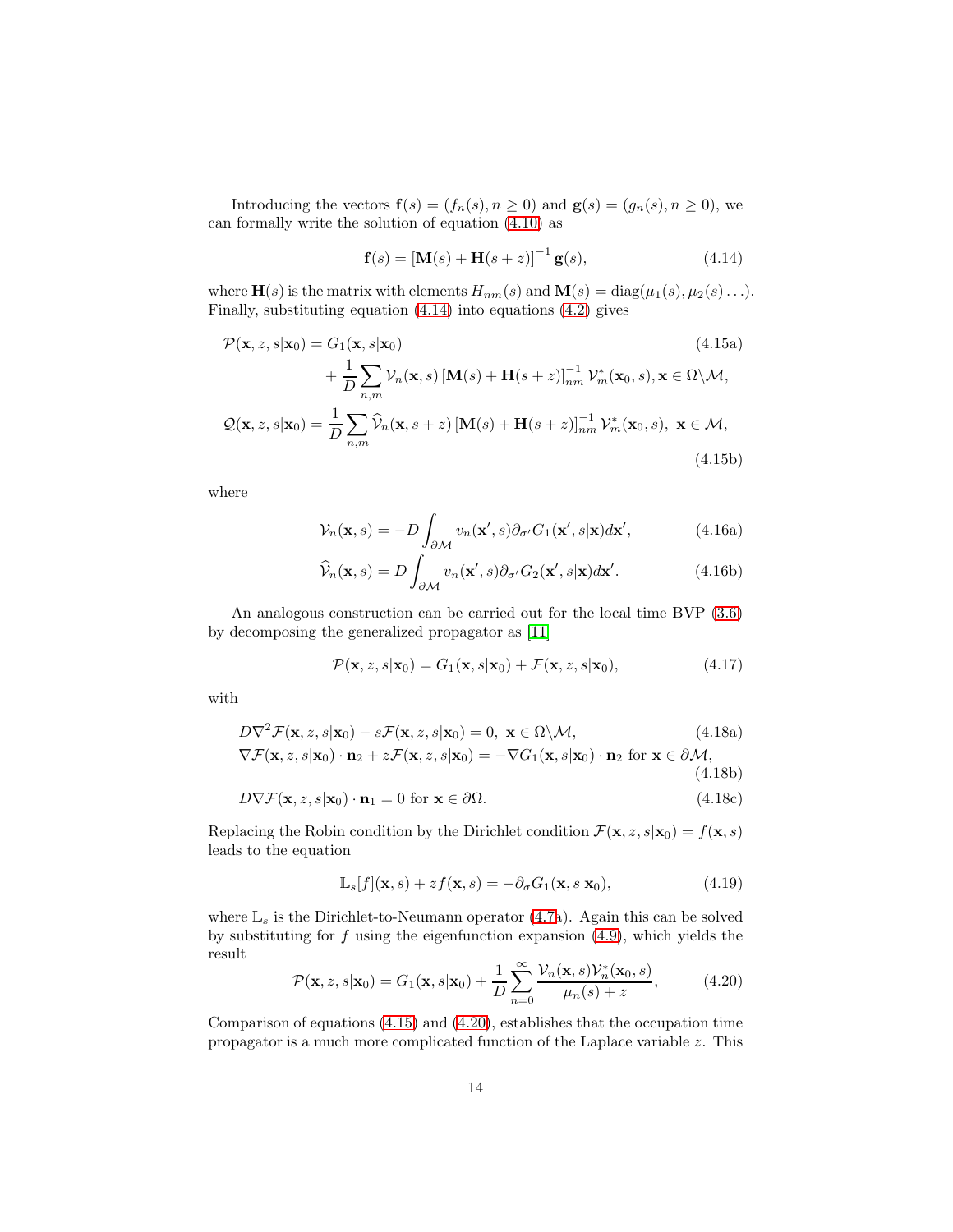Introducing the vectors $\mathbf{f}(s) = (f_n(s), n \geq 0)$ and $\mathbf{g}(s) = (g_n(s), n \geq 0)$, we can formally write the solution of equation (4.10) as

$$\mathbf{f}(s) = \left[\mathbf{M}(s) + \mathbf{H}(s+z)\right]^{-1} \mathbf{g}(s), \tag{4.14}$$

where $\mathbf{H}(s)$ is the matrix with elements $H_{nm}(s)$ and $\mathbf{M}(s) = \mathrm{diag}(\mu_1(s), \mu_2(s) \ldots)$. Finally, substituting equation (4.14) into equations (4.2) gives

$$\begin{aligned}\mathcal{P}(\mathbf{x}, z, s|\mathbf{x}_0) &= G_1(\mathbf{x}, s|\mathbf{x}_0) \\ &\quad + \frac{1}{D}\sum_{n,m} \mathcal{V}_n(\mathbf{x}, s)\left[\mathbf{M}(s) + \mathbf{H}(s+z)\right]^{-1}_{nm} \mathcal{V}^*_m(\mathbf{x}_0, s), \mathbf{x} \in \Omega\backslash\mathcal{M},\end{aligned} \tag{4.15a}$$

$$\mathcal{Q}(\mathbf{x}, z, s|\mathbf{x}_0) = \frac{1}{D}\sum_{n,m} \widehat{\mathcal{V}}_n(\mathbf{x}, s+z)\left[\mathbf{M}(s) + \mathbf{H}(s+z)\right]^{-1}_{nm} \mathcal{V}^*_m(\mathbf{x}_0, s),\ \mathbf{x} \in \mathcal{M}, \tag{4.15b}$$

where

$$\mathcal{V}_n(\mathbf{x}, s) = -D\int_{\partial\mathcal{M}} v_n(\mathbf{x}', s)\partial_{\sigma'} G_1(\mathbf{x}', s|\mathbf{x})d\mathbf{x}', \tag{4.16a}$$

$$\widehat{\mathcal{V}}_n(\mathbf{x}, s) = D\int_{\partial\mathcal{M}} v_n(\mathbf{x}', s)\partial_{\sigma'} G_2(\mathbf{x}', s|\mathbf{x})d\mathbf{x}'. \tag{4.16b}$$

An analogous construction can be carried out for the local time BVP (3.6) by decomposing the generalized propagator as [11]

$$\mathcal{P}(\mathbf{x}, z, s|\mathbf{x}_0) = G_1(\mathbf{x}, s|\mathbf{x}_0) + \mathcal{F}(\mathbf{x}, z, s|\mathbf{x}_0), \tag{4.17}$$

with

$$D\nabla^2\mathcal{F}(\mathbf{x}, z, s|\mathbf{x}_0) - s\mathcal{F}(\mathbf{x}, z, s|\mathbf{x}_0) = 0,\ \mathbf{x} \in \Omega\backslash\mathcal{M}, \tag{4.18a}$$

$$\nabla\mathcal{F}(\mathbf{x}, z, s|\mathbf{x}_0)\cdot\mathbf{n}_2 + z\mathcal{F}(\mathbf{x}, z, s|\mathbf{x}_0) = -\nabla G_1(\mathbf{x}, s|\mathbf{x}_0)\cdot\mathbf{n}_2 \text{ for } \mathbf{x} \in \partial\mathcal{M}, \tag{4.18b}$$

$$D\nabla\mathcal{F}(\mathbf{x}, z, s|\mathbf{x}_0)\cdot\mathbf{n}_1 = 0 \text{ for } \mathbf{x} \in \partial\Omega. \tag{4.18c}$$

Replacing the Robin condition by the Dirichlet condition $\mathcal{F}(\mathbf{x}, z, s|\mathbf{x}_0) = f(\mathbf{x}, s)$ leads to the equation

$$\mathbb{L}_s[f](\mathbf{x}, s) + zf(\mathbf{x}, s) = -\partial_\sigma G_1(\mathbf{x}, s|\mathbf{x}_0), \tag{4.19}$$

where $\mathbb{L}_s$ is the Dirichlet-to-Neumann operator (4.7a). Again this can be solved by substituting for $f$ using the eigenfunction expansion (4.9), which yields the result

$$\mathcal{P}(\mathbf{x}, z, s|\mathbf{x}_0) = G_1(\mathbf{x}, s|\mathbf{x}_0) + \frac{1}{D}\sum_{n=0}^{\infty} \frac{\mathcal{V}_n(\mathbf{x}, s)\mathcal{V}^*_n(\mathbf{x}_0, s)}{\mu_n(s) + z}, \tag{4.20}$$

Comparison of equations (4.15) and (4.20), establishes that the occupation time propagator is a much more complicated function of the Laplace variable $z$. This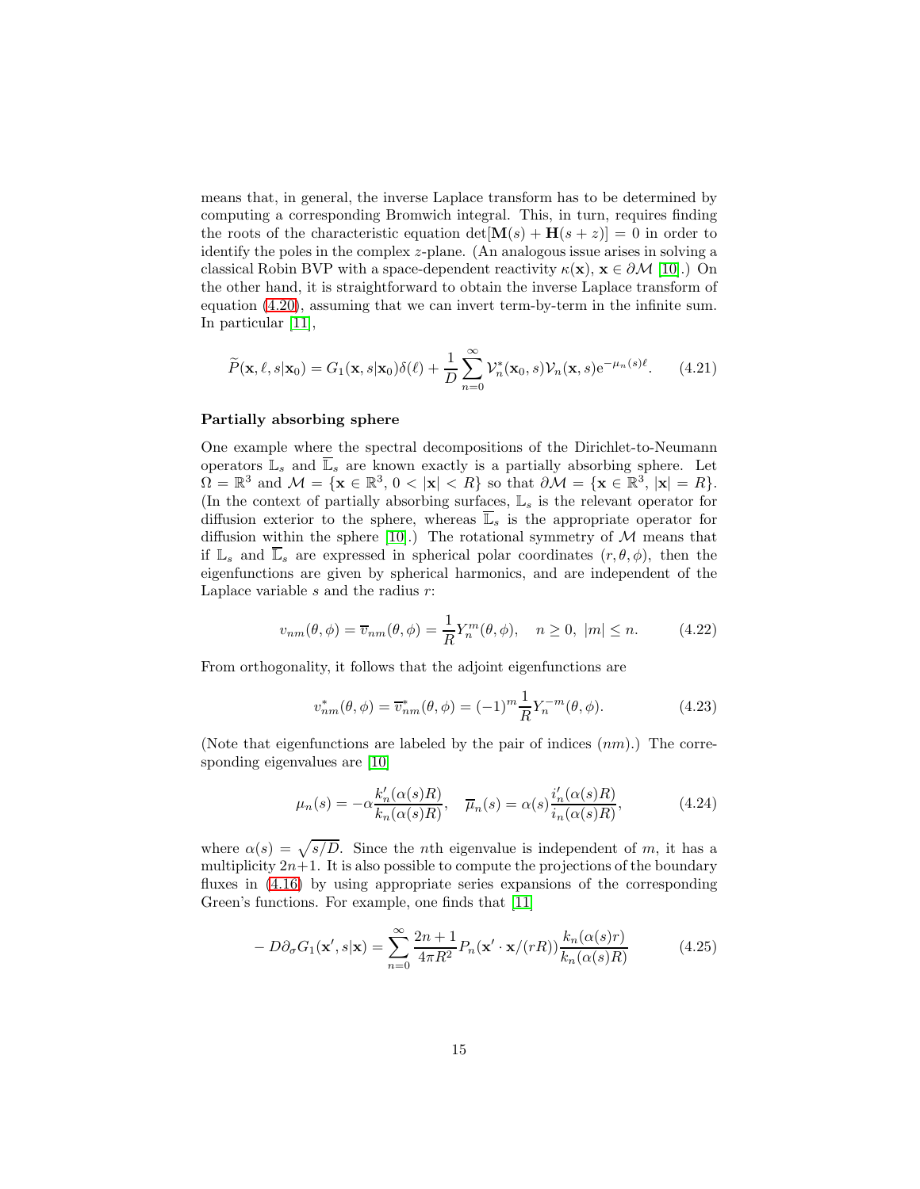means that, in general, the inverse Laplace transform has to be determined by computing a corresponding Bromwich integral. This, in turn, requires finding the roots of the characteristic equation $\det[\mathbf{M}(s) + \mathbf{H}(s+z)] = 0$ in order to identify the poles in the complex $z$-plane. (An analogous issue arises in solving a classical Robin BVP with a space-dependent reactivity $\kappa(\mathbf{x})$, $\mathbf{x} \in \partial\mathcal{M}$ [10].) On the other hand, it is straightforward to obtain the inverse Laplace transform of equation (4.20), assuming that we can invert term-by-term in the infinite sum. In particular [11],

$$\widetilde{P}(\mathbf{x}, \ell, s|\mathbf{x}_0) = G_1(\mathbf{x}, s|\mathbf{x}_0)\delta(\ell) + \frac{1}{D}\sum_{n=0}^{\infty} \mathcal{V}_n^*(\mathbf{x}_0, s)\mathcal{V}_n(\mathbf{x}, s)\mathrm{e}^{-\mu_n(s)\ell}. \tag{4.21}$$

**Partially absorbing sphere**

One example where the spectral decompositions of the Dirichlet-to-Neumann operators $\mathbb{L}_s$ and $\overline{\mathbb{L}}_s$ are known exactly is a partially absorbing sphere. Let $\Omega = \mathbb{R}^3$ and $\mathcal{M} = \{\mathbf{x} \in \mathbb{R}^3, 0 < |\mathbf{x}| < R\}$ so that $\partial\mathcal{M} = \{\mathbf{x} \in \mathbb{R}^3, |\mathbf{x}| = R\}$. (In the context of partially absorbing surfaces, $\mathbb{L}_s$ is the relevant operator for diffusion exterior to the sphere, whereas $\overline{\mathbb{L}}_s$ is the appropriate operator for diffusion within the sphere [10].) The rotational symmetry of $\mathcal{M}$ means that if $\mathbb{L}_s$ and $\overline{\mathbb{L}}_s$ are expressed in spherical polar coordinates $(r, \theta, \phi)$, then the eigenfunctions are given by spherical harmonics, and are independent of the Laplace variable $s$ and the radius $r$:

$$v_{nm}(\theta, \phi) = \overline{v}_{nm}(\theta, \phi) = \frac{1}{R}Y_n^m(\theta, \phi), \quad n \geq 0, \; |m| \leq n. \tag{4.22}$$

From orthogonality, it follows that the adjoint eigenfunctions are

$$v_{nm}^*(\theta, \phi) = \overline{v}_{nm}^*(\theta, \phi) = (-1)^m \frac{1}{R}Y_n^{-m}(\theta, \phi). \tag{4.23}$$

(Note that eigenfunctions are labeled by the pair of indices $(nm)$.) The corresponding eigenvalues are [10]

$$\mu_n(s) = -\alpha\frac{k_n'(\alpha(s)R)}{k_n(\alpha(s)R)}, \quad \overline{\mu}_n(s) = \alpha(s)\frac{i_n'(\alpha(s)R)}{i_n(\alpha(s)R)}, \tag{4.24}$$

where $\alpha(s) = \sqrt{s/D}$. Since the $n$th eigenvalue is independent of $m$, it has a multiplicity $2n+1$. It is also possible to compute the projections of the boundary fluxes in (4.16) by using appropriate series expansions of the corresponding Green's functions. For example, one finds that [11]

$$-D\partial_\sigma G_1(\mathbf{x}', s|\mathbf{x}) = \sum_{n=0}^{\infty} \frac{2n+1}{4\pi R^2} P_n(\mathbf{x}' \cdot \mathbf{x}/(rR))\frac{k_n(\alpha(s)r)}{k_n(\alpha(s)R)} \tag{4.25}$$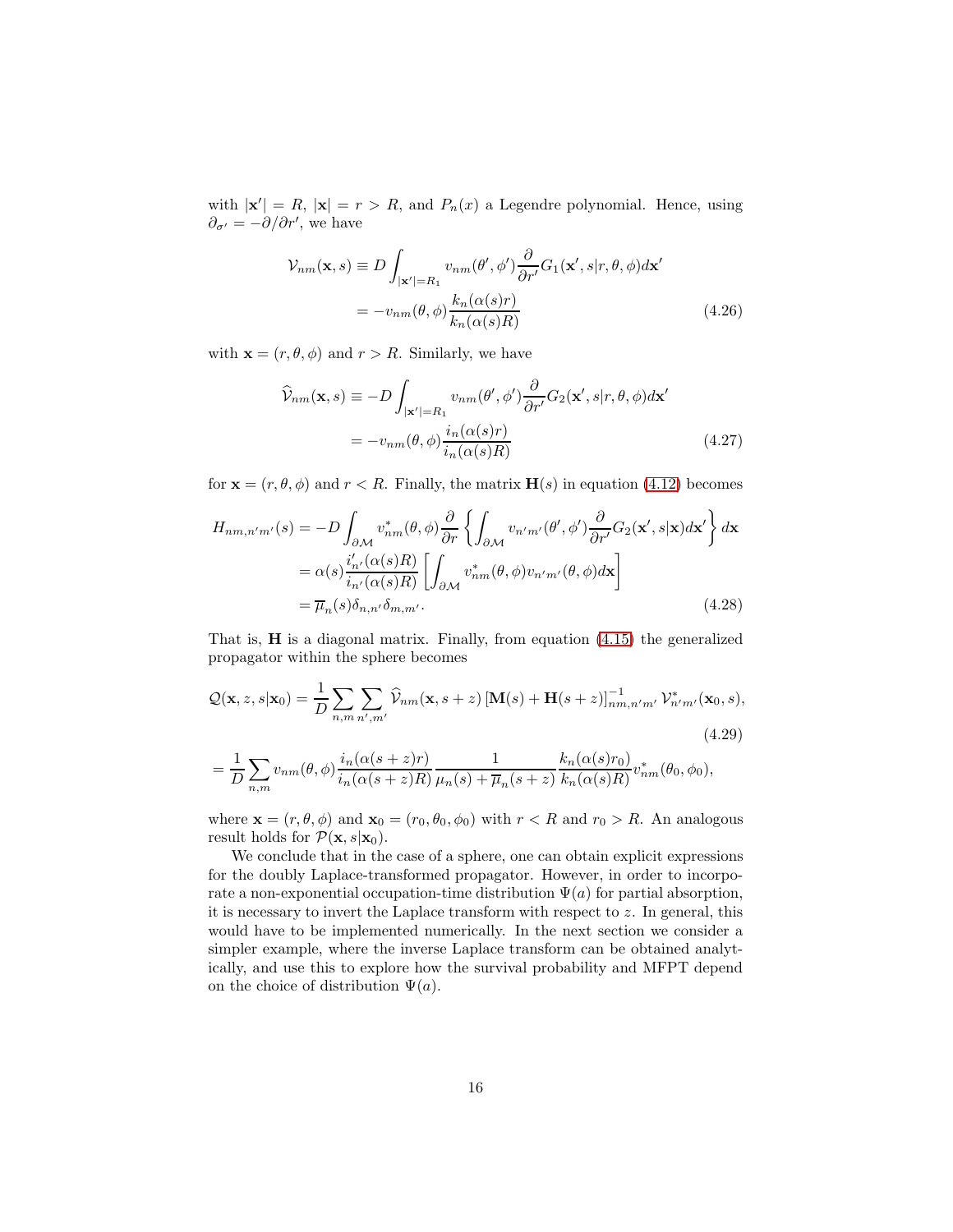with $|\mathbf{x}'| = R$, $|\mathbf{x}| = r > R$, and $P_n(x)$ a Legendre polynomial. Hence, using $\partial_{\sigma'} = -\partial/\partial r'$, we have

$$
\begin{aligned}
\mathcal{V}_{nm}(\mathbf{x}, s) &\equiv D\int_{|\mathbf{x}'|=R_1} v_{nm}(\theta',\phi')\frac{\partial}{\partial r'}G_1(\mathbf{x}', s|r,\theta,\phi)d\mathbf{x}' \\
&= -v_{nm}(\theta,\phi)\frac{k_n(\alpha(s)r)}{k_n(\alpha(s)R)}
\end{aligned}
\tag{4.26}
$$

with $\mathbf{x} = (r,\theta,\phi)$ and $r > R$. Similarly, we have

$$
\begin{aligned}
\widehat{\mathcal{V}}_{nm}(\mathbf{x}, s) &\equiv -D\int_{|\mathbf{x}'|=R_1} v_{nm}(\theta',\phi')\frac{\partial}{\partial r'}G_2(\mathbf{x}', s|r,\theta,\phi)d\mathbf{x}' \\
&= -v_{nm}(\theta,\phi)\frac{i_n(\alpha(s)r)}{i_n(\alpha(s)R)}
\end{aligned}
\tag{4.27}
$$

for $\mathbf{x} = (r,\theta,\phi)$ and $r < R$. Finally, the matrix $\mathbf{H}(s)$ in equation (4.12) becomes

$$
\begin{aligned}
H_{nm,n'm'}(s) &= -D\int_{\partial\mathcal{M}} v^*_{nm}(\theta,\phi)\frac{\partial}{\partial r}\left\{\int_{\partial\mathcal{M}} v_{n'm'}(\theta',\phi')\frac{\partial}{\partial r'}G_2(\mathbf{x}', s|\mathbf{x})d\mathbf{x}'\right\}d\mathbf{x} \\
&= \alpha(s)\frac{i'_{n'}(\alpha(s)R)}{i_{n'}(\alpha(s)R)}\left[\int_{\partial\mathcal{M}} v^*_{nm}(\theta,\phi)v_{n'm'}(\theta,\phi)d\mathbf{x}\right] \\
&= \overline{\mu}_n(s)\delta_{n,n'}\delta_{m,m'}.
\end{aligned}
\tag{4.28}
$$

That is, $\mathbf{H}$ is a diagonal matrix. Finally, from equation (4.15) the generalized propagator within the sphere becomes

$$
\mathcal{Q}(\mathbf{x}, z, s|\mathbf{x}_0) = \frac{1}{D}\sum_{n,m}\sum_{n',m'}\widehat{\mathcal{V}}_{nm}(\mathbf{x}, s+z)\left[\mathbf{M}(s) + \mathbf{H}(s+z)\right]^{-1}_{nm,n'm'}\mathcal{V}^*_{n'm'}(\mathbf{x}_0, s),
\tag{4.29}
$$

$$
= \frac{1}{D}\sum_{n,m} v_{nm}(\theta,\phi)\frac{i_n(\alpha(s+z)r)}{i_n(\alpha(s+z)R)}\frac{1}{\mu_n(s)+\overline{\mu}_n(s+z)}\frac{k_n(\alpha(s)r_0)}{k_n(\alpha(s)R)}v^*_{nm}(\theta_0,\phi_0),
$$

where $\mathbf{x} = (r,\theta,\phi)$ and $\mathbf{x}_0 = (r_0,\theta_0,\phi_0)$ with $r < R$ and $r_0 > R$. An analogous result holds for $\mathcal{P}(\mathbf{x}, s|\mathbf{x}_0)$.

We conclude that in the case of a sphere, one can obtain explicit expressions for the doubly Laplace-transformed propagator. However, in order to incorporate a non-exponential occupation-time distribution $\Psi(a)$ for partial absorption, it is necessary to invert the Laplace transform with respect to $z$. In general, this would have to be implemented numerically. In the next section we consider a simpler example, where the inverse Laplace transform can be obtained analytically, and use this to explore how the survival probability and MFPT depend on the choice of distribution $\Psi(a)$.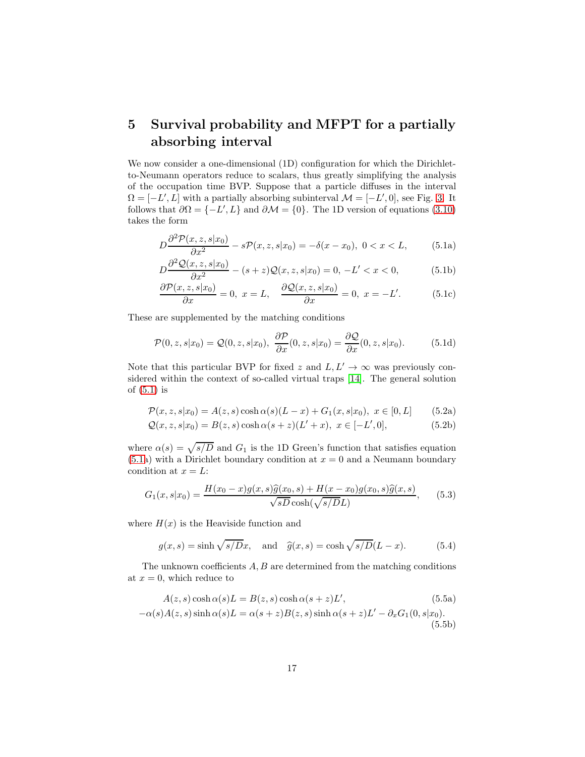## 5 Survival probability and MFPT for a partially absorbing interval

We now consider a one-dimensional (1D) configuration for which the Dirichlet-to-Neumann operators reduce to scalars, thus greatly simplifying the analysis of the occupation time BVP. Suppose that a particle diffuses in the interval $\Omega = [-L', L]$ with a partially absorbing subinterval $\mathcal{M} = [-L', 0]$, see Fig. 3. It follows that $\partial\Omega = \{-L', L\}$ and $\partial\mathcal{M} = \{0\}$. The 1D version of equations (3.10) takes the form

$$D\frac{\partial^2 \mathcal{P}(x,z,s|x_0)}{\partial x^2} - s\mathcal{P}(x,z,s|x_0) = -\delta(x-x_0),\ 0<x<L, \tag{5.1a}$$

$$D\frac{\partial^2 \mathcal{Q}(x,z,s|x_0)}{\partial x^2} - (s+z)\mathcal{Q}(x,z,s|x_0) = 0,\ -L'<x<0, \tag{5.1b}$$

$$\frac{\partial \mathcal{P}(x,z,s|x_0)}{\partial x} = 0,\ x=L, \quad \frac{\partial \mathcal{Q}(x,z,s|x_0)}{\partial x} = 0,\ x=-L'. \tag{5.1c}$$

These are supplemented by the matching conditions

$$\mathcal{P}(0,z,s|x_0) = \mathcal{Q}(0,z,s|x_0),\ \frac{\partial \mathcal{P}}{\partial x}(0,z,s|x_0) = \frac{\partial \mathcal{Q}}{\partial x}(0,z,s|x_0). \tag{5.1d}$$

Note that this particular BVP for fixed $z$ and $L, L' \to \infty$ was previously considered within the context of so-called virtual traps [14]. The general solution of (5.1) is

$$\mathcal{P}(x,z,s|x_0) = A(z,s)\cosh\alpha(s)(L-x) + G_1(x,s|x_0),\ x\in[0,L] \tag{5.2a}$$

$$\mathcal{Q}(x,z,s|x_0) = B(z,s)\cosh\alpha(s+z)(L'+x),\ x\in[-L',0], \tag{5.2b}$$

where $\alpha(s) = \sqrt{s/D}$ and $G_1$ is the 1D Green's function that satisfies equation (5.1a) with a Dirichlet boundary condition at $x=0$ and a Neumann boundary condition at $x=L$:

$$G_1(x,s|x_0) = \frac{H(x_0-x)g(x,s)\widehat{g}(x_0,s) + H(x-x_0)g(x_0,s)\widehat{g}(x,s)}{\sqrt{sD}\cosh(\sqrt{s/D}L)}, \tag{5.3}$$

where $H(x)$ is the Heaviside function and

$$g(x,s) = \sinh\sqrt{s/D}x, \quad \text{and} \quad \widehat{g}(x,s) = \cosh\sqrt{s/D}(L-x). \tag{5.4}$$

The unknown coefficients $A, B$ are determined from the matching conditions at $x=0$, which reduce to

$$A(z,s)\cosh\alpha(s)L = B(z,s)\cosh\alpha(s+z)L', \tag{5.5a}$$

$$-\alpha(s)A(z,s)\sinh\alpha(s)L = \alpha(s+z)B(z,s)\sinh\alpha(s+z)L' - \partial_x G_1(0,s|x_0). \tag{5.5b}$$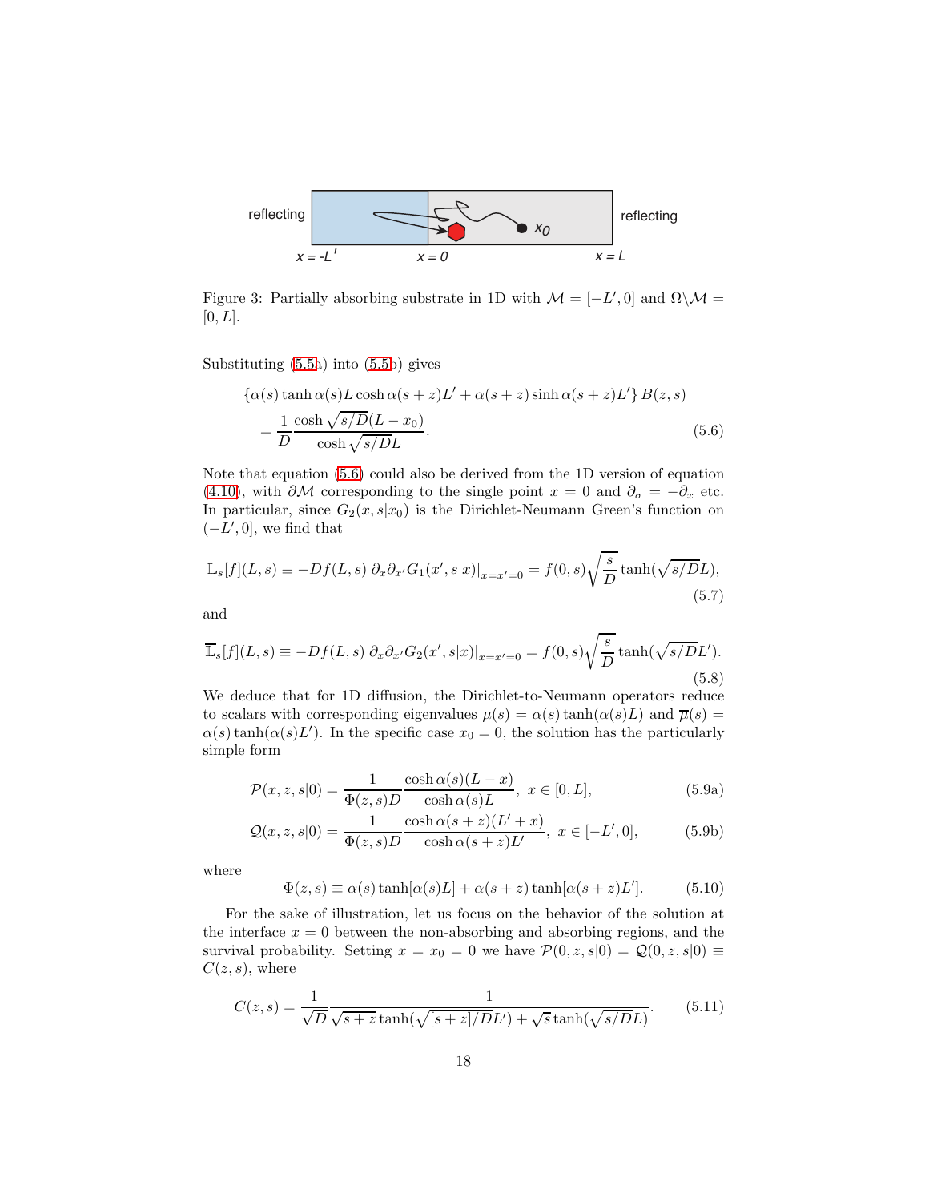Figure 3: Partially absorbing substrate in 1D with $\mathcal{M} = [-L', 0]$ and $\Omega\backslash\mathcal{M} = [0, L]$.

Substituting (5.5a) into (5.5b) gives

$$\{\alpha(s) \tanh \alpha(s)L \cosh \alpha(s+z)L' + \alpha(s+z) \sinh \alpha(s+z)L'\} B(z,s)$$
$$= \frac{1}{D} \frac{\cosh \sqrt{s/D}(L - x_0)}{\cosh \sqrt{s/D} L}. \tag{5.6}$$

Note that equation (5.6) could also be derived from the 1D version of equation (4.10), with $\partial\mathcal{M}$ corresponding to the single point $x = 0$ and $\partial_\sigma = -\partial_x$ etc. In particular, since $G_2(x, s|x_0)$ is the Dirichlet-Neumann Green's function on $(-L', 0]$, we find that

$$\mathbb{L}_s[f](L,s) \equiv -Df(L,s)\, \partial_x \partial_{x'} G_1(x', s|x)|_{x=x'=0} = f(0,s)\sqrt{\frac{s}{D}} \tanh(\sqrt{s/D}L), \tag{5.7}$$

and

$$\overline{\mathbb{L}}_s[f](L,s) \equiv -Df(L,s)\, \partial_x \partial_{x'} G_2(x', s|x)|_{x=x'=0} = f(0,s)\sqrt{\frac{s}{D}} \tanh(\sqrt{s/D}L'). \tag{5.8}$$

We deduce that for 1D diffusion, the Dirichlet-to-Neumann operators reduce to scalars with corresponding eigenvalues $\mu(s) = \alpha(s)\tanh(\alpha(s)L)$ and $\overline{\mu}(s) = \alpha(s)\tanh(\alpha(s)L')$. In the specific case $x_0 = 0$, the solution has the particularly simple form

$$\mathcal{P}(x,z,s|0) = \frac{1}{\Phi(z,s)D} \frac{\cosh \alpha(s)(L-x)}{\cosh \alpha(s)L}, \ x \in [0, L], \tag{5.9a}$$

$$\mathcal{Q}(x,z,s|0) = \frac{1}{\Phi(z,s)D} \frac{\cosh \alpha(s+z)(L'+x)}{\cosh \alpha(s+z)L'}, \ x \in [-L', 0], \tag{5.9b}$$

where

$$\Phi(z,s) \equiv \alpha(s)\tanh[\alpha(s)L] + \alpha(s+z)\tanh[\alpha(s+z)L']. \tag{5.10}$$

For the sake of illustration, let us focus on the behavior of the solution at the interface $x = 0$ between the non-absorbing and absorbing regions, and the survival probability. Setting $x = x_0 = 0$ we have $\mathcal{P}(0,z,s|0) = \mathcal{Q}(0,z,s|0) \equiv C(z,s)$, where

$$C(z,s) = \frac{1}{\sqrt{D}} \frac{1}{\sqrt{s+z}\tanh(\sqrt{[s+z]/D}L') + \sqrt{s}\tanh(\sqrt{s/D}L)}. \tag{5.11}$$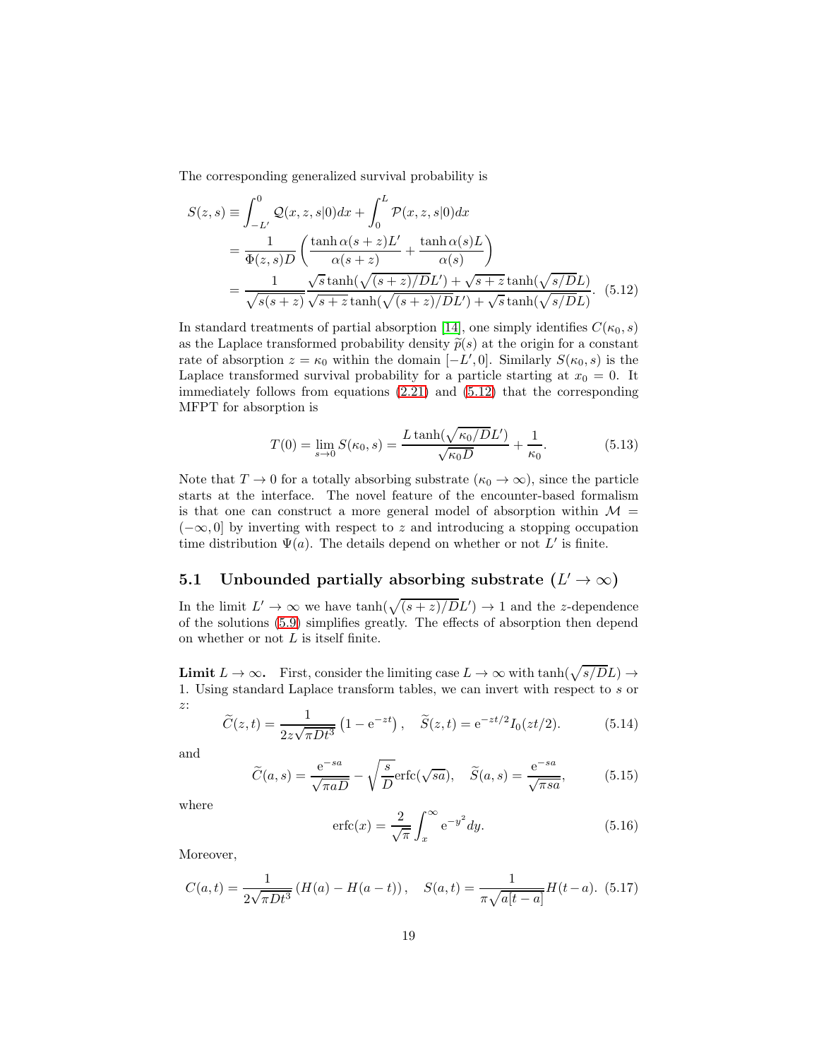The corresponding generalized survival probability is

$$\begin{aligned}
S(z,s) &\equiv \int_{-L'}^{0} \mathcal{Q}(x,z,s|0)dx + \int_0^L \mathcal{P}(x,z,s|0)dx \\
&= \frac{1}{\Phi(z,s)D}\left(\frac{\tanh\alpha(s+z)L'}{\alpha(s+z)} + \frac{\tanh\alpha(s)L}{\alpha(s)}\right) \\
&= \frac{1}{\sqrt{s(s+z)}}\frac{\sqrt{s}\tanh(\sqrt{(s+z)/D}L') + \sqrt{s+z}\tanh(\sqrt{s/D}L)}{\sqrt{s+z}\tanh(\sqrt{(s+z)/D}L') + \sqrt{s}\tanh(\sqrt{s/D}L)}. \quad (5.12)
\end{aligned}$$

In standard treatments of partial absorption [14], one simply identifies $C(\kappa_0, s)$ as the Laplace transformed probability density $\widetilde{p}(s)$ at the origin for a constant rate of absorption $z = \kappa_0$ within the domain $[-L', 0]$. Similarly $S(\kappa_0, s)$ is the Laplace transformed survival probability for a particle starting at $x_0 = 0$. It immediately follows from equations (2.21) and (5.12) that the corresponding MFPT for absorption is

$$T(0) = \lim_{s\to 0} S(\kappa_0, s) = \frac{L\tanh(\sqrt{\kappa_0/D}L')}{\sqrt{\kappa_0 D}} + \frac{1}{\kappa_0}. \quad (5.13)$$

Note that $T \to 0$ for a totally absorbing substrate ($\kappa_0 \to \infty$), since the particle starts at the interface. The novel feature of the encounter-based formalism is that one can construct a more general model of absorption within $\mathcal{M} = (-\infty, 0]$ by inverting with respect to $z$ and introducing a stopping occupation time distribution $\Psi(a)$. The details depend on whether or not $L'$ is finite.

## 5.1 Unbounded partially absorbing substrate ($L' \to \infty$)

In the limit $L' \to \infty$ we have $\tanh(\sqrt{(s+z)/D}L') \to 1$ and the $z$-dependence of the solutions (5.9) simplifies greatly. The effects of absorption then depend on whether or not $L$ is itself finite.

**Limit $L \to \infty$.** First, consider the limiting case $L \to \infty$ with $\tanh(\sqrt{s/D}L) \to 1$. Using standard Laplace transform tables, we can invert with respect to $s$ or $z$:

$$\widetilde{C}(z,t) = \frac{1}{2z\sqrt{\pi D t^3}}\left(1 - \mathrm{e}^{-zt}\right), \quad \widetilde{S}(z,t) = \mathrm{e}^{-zt/2} I_0(zt/2). \quad (5.14)$$

and

$$\widetilde{C}(a,s) = \frac{\mathrm{e}^{-sa}}{\sqrt{\pi a D}} - \sqrt{\frac{s}{D}}\mathrm{erfc}(\sqrt{sa}), \quad \widetilde{S}(a,s) = \frac{\mathrm{e}^{-sa}}{\sqrt{\pi s a}}, \quad (5.15)$$

where

$$\mathrm{erfc}(x) = \frac{2}{\sqrt{\pi}}\int_x^\infty \mathrm{e}^{-y^2}dy. \quad (5.16)$$

Moreover,

$$C(a,t) = \frac{1}{2\sqrt{\pi D t^3}}\left(H(a) - H(a-t)\right), \quad S(a,t) = \frac{1}{\pi\sqrt{a[t-a]}}H(t-a). \quad (5.17)$$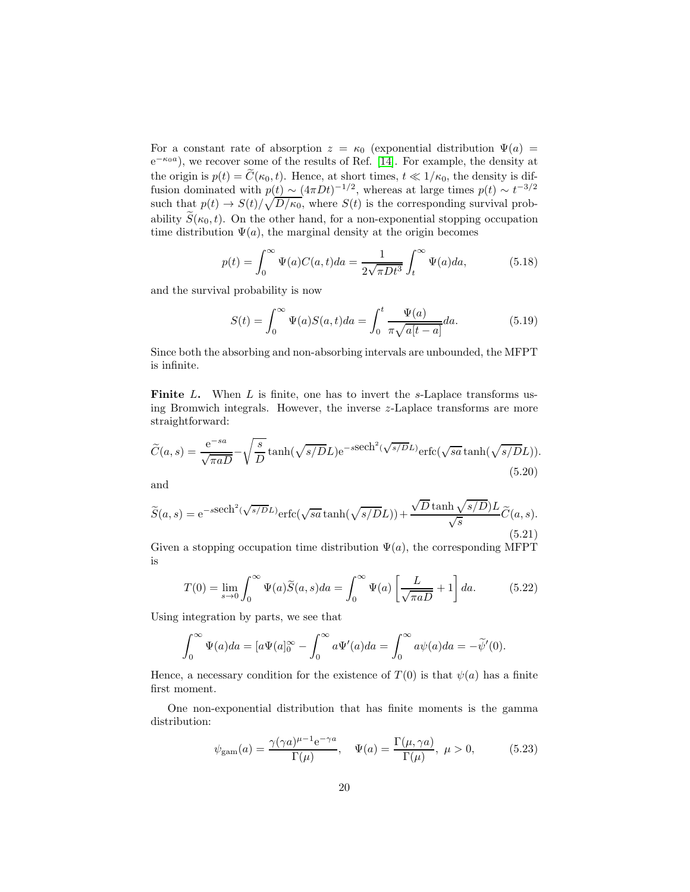For a constant rate of absorption $z = \kappa_0$ (exponential distribution $\Psi(a) = e^{-\kappa_0 a}$), we recover some of the results of Ref. [14]. For example, the density at the origin is $p(t) = \widetilde{C}(\kappa_0, t)$. Hence, at short times, $t \ll 1/\kappa_0$, the density is diffusion dominated with $p(t) \sim (4\pi Dt)^{-1/2}$, whereas at large times $p(t) \sim t^{-3/2}$ such that $p(t) \to S(t)/\sqrt{D/\kappa_0}$, where $S(t)$ is the corresponding survival probability $\widetilde{S}(\kappa_0, t)$. On the other hand, for a non-exponential stopping occupation time distribution $\Psi(a)$, the marginal density at the origin becomes

$$p(t) = \int_0^\infty \Psi(a) C(a,t) da = \frac{1}{2\sqrt{\pi D t^3}} \int_t^\infty \Psi(a) da, \tag{5.18}$$

and the survival probability is now

$$S(t) = \int_0^\infty \Psi(a) S(a,t) da = \int_0^t \frac{\Psi(a)}{\pi\sqrt{a[t-a]}} da. \tag{5.19}$$

Since both the absorbing and non-absorbing intervals are unbounded, the MFPT is infinite.

**Finite $L$.** When $L$ is finite, one has to invert the $s$-Laplace transforms using Bromwich integrals. However, the inverse $z$-Laplace transforms are more straightforward:

$$\widetilde{C}(a,s) = \frac{e^{-sa}}{\sqrt{\pi a D}} - \sqrt{\frac{s}{D}} \tanh(\sqrt{s/D}L) e^{-s\,\mathrm{sech}^2(\sqrt{s/D}L)} \mathrm{erfc}(\sqrt{sa}\tanh(\sqrt{s/D}L)). \tag{5.20}$$

and

$$\widetilde{S}(a,s) = e^{-s\,\mathrm{sech}^2(\sqrt{s/D}L)} \mathrm{erfc}(\sqrt{sa}\tanh(\sqrt{s/D}L)) + \frac{\sqrt{D}\tanh\sqrt{s/D})L}{\sqrt{s}} \widetilde{C}(a,s). \tag{5.21}$$

Given a stopping occupation time distribution $\Psi(a)$, the corresponding MFPT is

$$T(0) = \lim_{s\to 0} \int_0^\infty \Psi(a) \widetilde{S}(a,s) da = \int_0^\infty \Psi(a) \left[ \frac{L}{\sqrt{\pi a D}} + 1 \right] da. \tag{5.22}$$

Using integration by parts, we see that

$$\int_0^\infty \Psi(a) da = [a\Psi(a]_0^\infty - \int_0^\infty a\Psi'(a) da = \int_0^\infty a\psi(a) da = -\widetilde{\psi}'(0).$$

Hence, a necessary condition for the existence of $T(0)$ is that $\psi(a)$ has a finite first moment.

One non-exponential distribution that has finite moments is the gamma distribution:

$$\psi_{\mathrm{gam}}(a) = \frac{\gamma(\gamma a)^{\mu-1} e^{-\gamma a}}{\Gamma(\mu)}, \quad \Psi(a) = \frac{\Gamma(\mu, \gamma a)}{\Gamma(\mu)}, \ \mu > 0, \tag{5.23}$$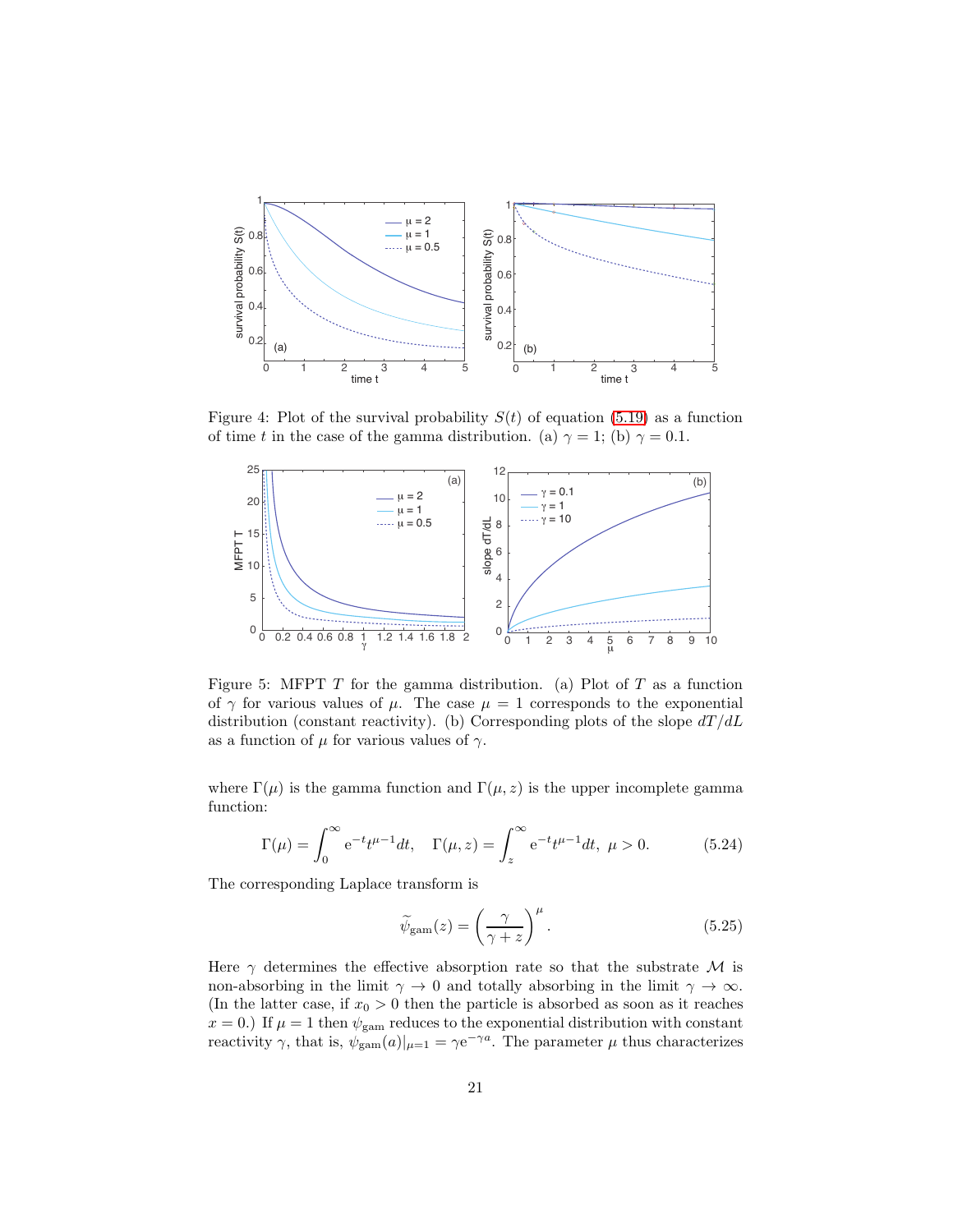Figure 4: Plot of the survival probability $S(t)$ of equation (5.19) as a function of time $t$ in the case of the gamma distribution. (a) $\gamma = 1$; (b) $\gamma = 0.1$.

Figure 5: MFPT $T$ for the gamma distribution. (a) Plot of $T$ as a function of $\gamma$ for various values of $\mu$. The case $\mu = 1$ corresponds to the exponential distribution (constant reactivity). (b) Corresponding plots of the slope $dT/dL$ as a function of $\mu$ for various values of $\gamma$.

where $\Gamma(\mu)$ is the gamma function and $\Gamma(\mu, z)$ is the upper incomplete gamma function:

$$\Gamma(\mu) = \int_0^\infty \mathrm{e}^{-t} t^{\mu-1} dt, \quad \Gamma(\mu, z) = \int_z^\infty \mathrm{e}^{-t} t^{\mu-1} dt, \ \mu > 0. \tag{5.24}$$

The corresponding Laplace transform is

$$\widetilde{\psi}_{\text{gam}}(z) = \left(\frac{\gamma}{\gamma + z}\right)^{\mu}. \tag{5.25}$$

Here $\gamma$ determines the effective absorption rate so that the substrate $\mathcal{M}$ is non-absorbing in the limit $\gamma \to 0$ and totally absorbing in the limit $\gamma \to \infty$. (In the latter case, if $x_0 > 0$ then the particle is absorbed as soon as it reaches $x = 0$.) If $\mu = 1$ then $\psi_{\text{gam}}$ reduces to the exponential distribution with constant reactivity $\gamma$, that is, $\psi_{\text{gam}}(a)|_{\mu=1} = \gamma \mathrm{e}^{-\gamma a}$. The parameter $\mu$ thus characterizes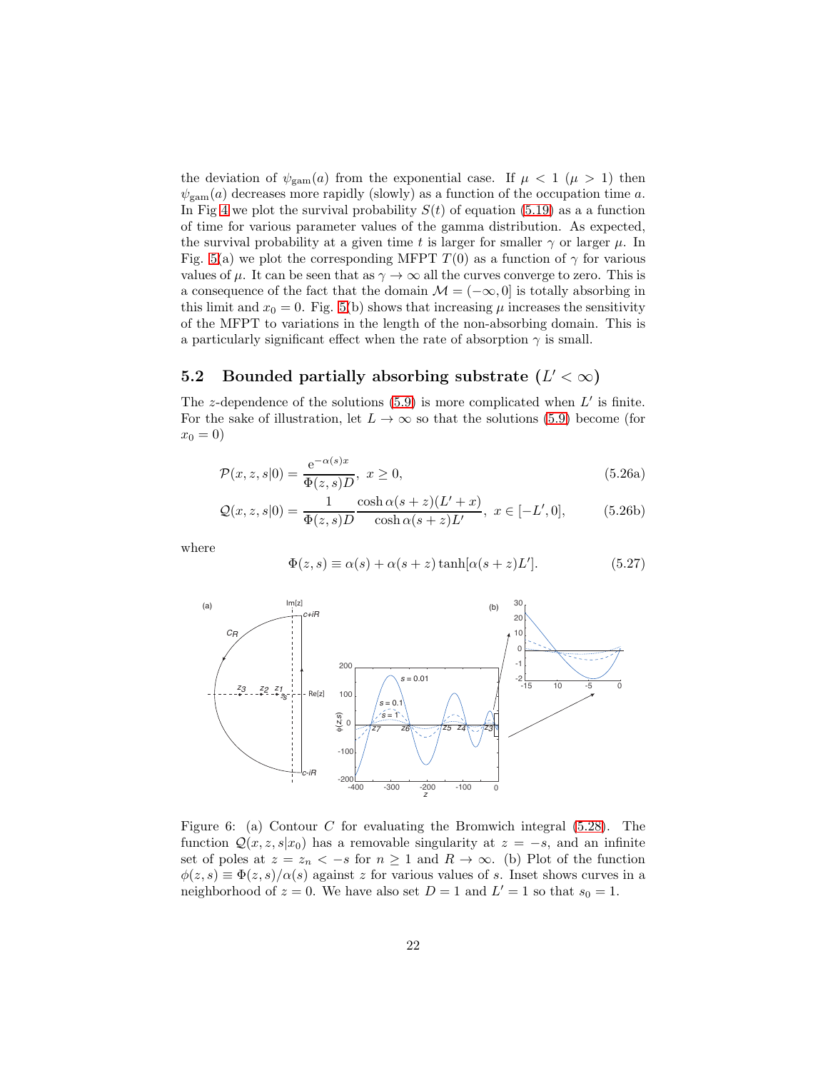the deviation of $\psi_{\rm gam}(a)$ from the exponential case. If $\mu < 1$ ($\mu > 1$) then $\psi_{\rm gam}(a)$ decreases more rapidly (slowly) as a function of the occupation time $a$. In Fig 4 we plot the survival probability $S(t)$ of equation (5.19) as a a function of time for various parameter values of the gamma distribution. As expected, the survival probability at a given time $t$ is larger for smaller $\gamma$ or larger $\mu$. In Fig. 5(a) we plot the corresponding MFPT $T(0)$ as a function of $\gamma$ for various values of $\mu$. It can be seen that as $\gamma \to \infty$ all the curves converge to zero. This is a consequence of the fact that the domain $\mathcal{M} = (-\infty, 0]$ is totally absorbing in this limit and $x_0 = 0$. Fig. 5(b) shows that increasing $\mu$ increases the sensitivity of the MFPT to variations in the length of the non-absorbing domain. This is a particularly significant effect when the rate of absorption $\gamma$ is small.

## 5.2 Bounded partially absorbing substrate ($L' < \infty$)

The $z$-dependence of the solutions (5.9) is more complicated when $L'$ is finite. For the sake of illustration, let $L \to \infty$ so that the solutions (5.9) become (for $x_0 = 0$)

$$\mathcal{P}(x, z, s|0) = \frac{\mathrm{e}^{-\alpha(s)x}}{\Phi(z, s)D}, \ x \geq 0, \tag{5.26a}$$

$$\mathcal{Q}(x, z, s|0) = \frac{1}{\Phi(z, s)D} \frac{\cosh \alpha(s+z)(L'+x)}{\cosh \alpha(s+z)L'}, \ x \in [-L', 0], \tag{5.26b}$$

where

$$\Phi(z, s) \equiv \alpha(s) + \alpha(s+z) \tanh[\alpha(s+z)L']. \tag{5.27}$$

Figure 6: (a) Contour $C$ for evaluating the Bromwich integral (5.28). The function $\mathcal{Q}(x, z, s|x_0)$ has a removable singularity at $z = -s$, and an infinite set of poles at $z = z_n < -s$ for $n \geq 1$ and $R \to \infty$. (b) Plot of the function $\phi(z, s) \equiv \Phi(z, s)/\alpha(s)$ against $z$ for various values of $s$. Inset shows curves in a neighborhood of $z = 0$. We have also set $D = 1$ and $L' = 1$ so that $s_0 = 1$.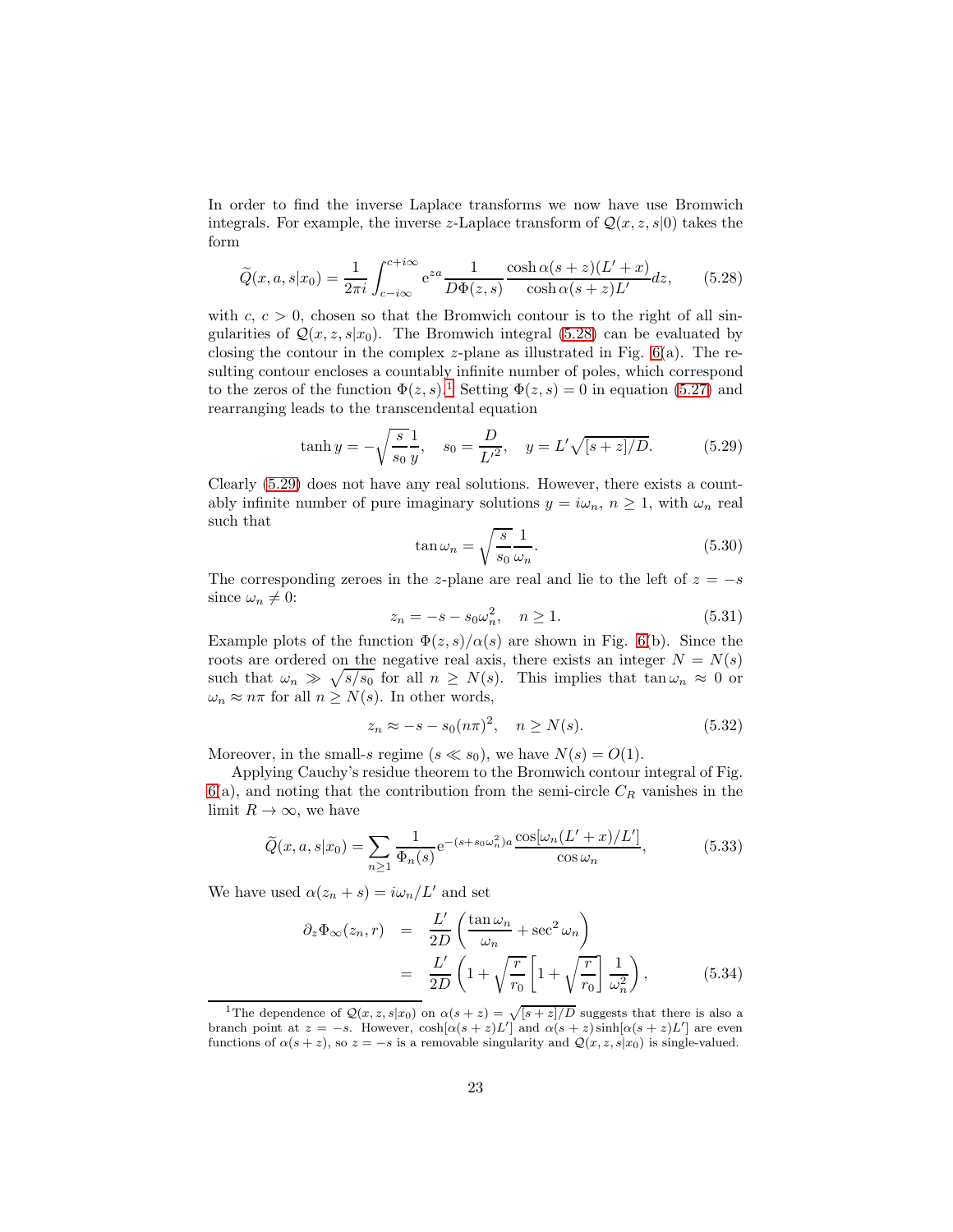In order to find the inverse Laplace transforms we now have use Bromwich integrals. For example, the inverse $z$-Laplace transform of $\mathcal{Q}(x,z,s|0)$ takes the form

$$\widetilde{Q}(x,a,s|x_0) = \frac{1}{2\pi i}\int_{c-i\infty}^{c+i\infty} \mathrm{e}^{za}\frac{1}{D\Phi(z,s)}\frac{\cosh\alpha(s+z)(L'+x)}{\cosh\alpha(s+z)L'}dz, \tag{5.28}$$

with $c$, $c>0$, chosen so that the Bromwich contour is to the right of all singularities of $\mathcal{Q}(x,z,s|x_0)$. The Bromwich integral (5.28) can be evaluated by closing the contour in the complex $z$-plane as illustrated in Fig. 6(a). The resulting contour encloses a countably infinite number of poles, which correspond to the zeros of the function $\Phi(z,s)$.[1] Setting $\Phi(z,s)=0$ in equation (5.27) and rearranging leads to the transcendental equation

$$\tanh y = -\sqrt{\frac{s}{s_0}}\frac{1}{y}, \quad s_0 = \frac{D}{L'^2}, \quad y = L'\sqrt{[s+z]/D}. \tag{5.29}$$

Clearly (5.29) does not have any real solutions. However, there exists a countably infinite number of pure imaginary solutions $y=i\omega_n$, $n\geq 1$, with $\omega_n$ real such that

$$\tan\omega_n = \sqrt{\frac{s}{s_0}}\frac{1}{\omega_n}. \tag{5.30}$$

The corresponding zeroes in the $z$-plane are real and lie to the left of $z=-s$ since $\omega_n \neq 0$:

$$z_n = -s - s_0\omega_n^2, \quad n\geq 1. \tag{5.31}$$

Example plots of the function $\Phi(z,s)/\alpha(s)$ are shown in Fig. 6(b). Since the roots are ordered on the negative real axis, there exists an integer $N=N(s)$ such that $\omega_n \gg \sqrt{s/s_0}$ for all $n\geq N(s)$. This implies that $\tan\omega_n \approx 0$ or $\omega_n \approx n\pi$ for all $n \geq N(s)$. In other words,

$$z_n \approx -s - s_0(n\pi)^2, \quad n\geq N(s). \tag{5.32}$$

Moreover, in the small-$s$ regime ($s \ll s_0$), we have $N(s) = O(1)$.

Applying Cauchy's residue theorem to the Bromwich contour integral of Fig. 6(a), and noting that the contribution from the semi-circle $C_R$ vanishes in the limit $R\rightarrow\infty$, we have

$$\widetilde{Q}(x,a,s|x_0) = \sum_{n\geq 1}\frac{1}{\Phi_n(s)}\mathrm{e}^{-(s+s_0\omega_n^2)a}\frac{\cos[\omega_n(L'+x)/L']}{\cos\omega_n}, \tag{5.33}$$

We have used $\alpha(z_n+s) = i\omega_n/L'$ and set

$$\begin{aligned}\partial_z\Phi_\infty(z_n,r) &= \frac{L'}{2D}\left(\frac{\tan\omega_n}{\omega_n}+\sec^2\omega_n\right)\\ &= \frac{L'}{2D}\left(1+\sqrt{\frac{r}{r_0}}\left[1+\sqrt{\frac{r}{r_0}}\right]\frac{1}{\omega_n^2}\right),\end{aligned} \tag{5.34}$$

---

[1] The dependence of $\mathcal{Q}(x,z,s|x_0)$ on $\alpha(s+z)=\sqrt{[s+z]/D}$ suggests that there is also a branch point at $z=-s$. However, $\cosh[\alpha(s+z)L']$ and $\alpha(s+z)\sinh[\alpha(s+z)L']$ are even functions of $\alpha(s+z)$, so $z=-s$ is a removable singularity and $\mathcal{Q}(x,z,s|x_0)$ is single-valued.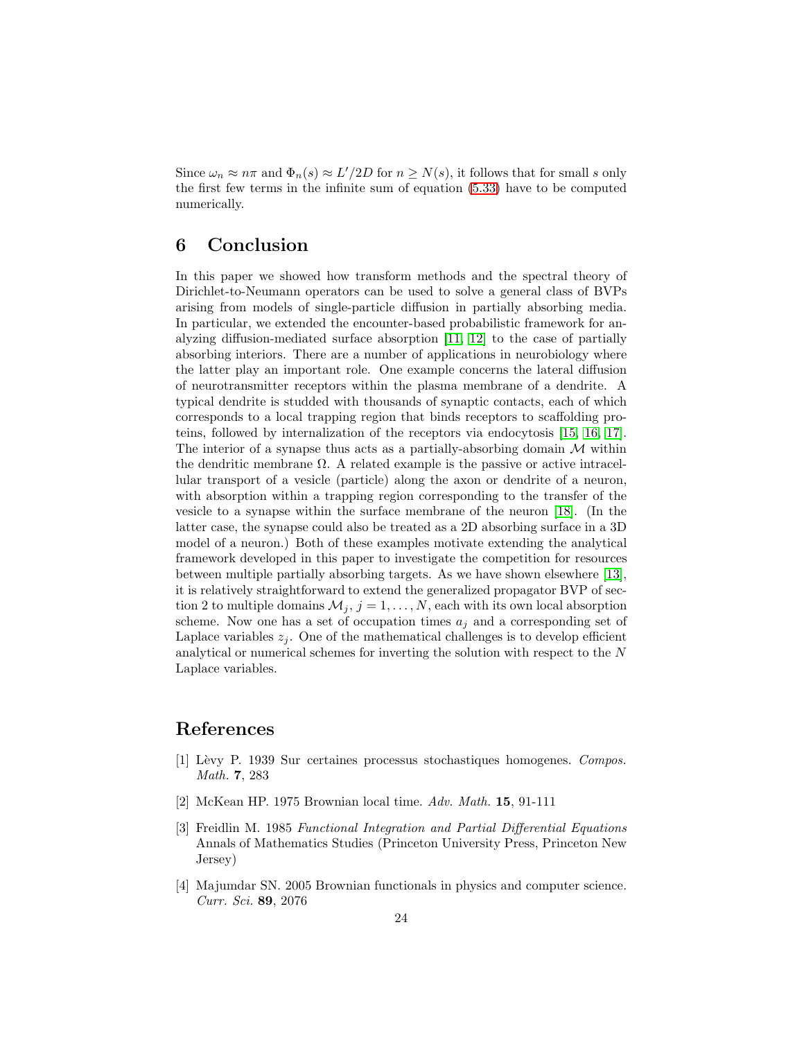Since $\omega_n \approx n\pi$ and $\Phi_n(s) \approx L'/2D$ for $n \geq N(s)$, it follows that for small $s$ only the first few terms in the infinite sum of equation (5.33) have to be computed numerically.

## 6 Conclusion

In this paper we showed how transform methods and the spectral theory of Dirichlet-to-Neumann operators can be used to solve a general class of BVPs arising from models of single-particle diffusion in partially absorbing media. In particular, we extended the encounter-based probabilistic framework for analyzing diffusion-mediated surface absorption [11, 12] to the case of partially absorbing interiors. There are a number of applications in neurobiology where the latter play an important role. One example concerns the lateral diffusion of neurotransmitter receptors within the plasma membrane of a dendrite. A typical dendrite is studded with thousands of synaptic contacts, each of which corresponds to a local trapping region that binds receptors to scaffolding proteins, followed by internalization of the receptors via endocytosis [15, 16, 17]. The interior of a synapse thus acts as a partially-absorbing domain $\mathcal{M}$ within the dendritic membrane $\Omega$. A related example is the passive or active intracellular transport of a vesicle (particle) along the axon or dendrite of a neuron, with absorption within a trapping region corresponding to the transfer of the vesicle to a synapse within the surface membrane of the neuron [18]. (In the latter case, the synapse could also be treated as a 2D absorbing surface in a 3D model of a neuron.) Both of these examples motivate extending the analytical framework developed in this paper to investigate the competition for resources between multiple partially absorbing targets. As we have shown elsewhere [13], it is relatively straightforward to extend the generalized propagator BVP of section 2 to multiple domains $\mathcal{M}_j$, $j = 1, \ldots, N$, each with its own local absorption scheme. Now one has a set of occupation times $a_j$ and a corresponding set of Laplace variables $z_j$. One of the mathematical challenges is to develop efficient analytical or numerical schemes for inverting the solution with respect to the $N$ Laplace variables.

## References

[1] Lèvy P. 1939 Sur certaines processus stochastiques homogenes. *Compos. Math.* **7**, 283

[2] McKean HP. 1975 Brownian local time. *Adv. Math.* **15**, 91-111

[3] Freidlin M. 1985 *Functional Integration and Partial Differential Equations* Annals of Mathematics Studies (Princeton University Press, Princeton New Jersey)

[4] Majumdar SN. 2005 Brownian functionals in physics and computer science. *Curr. Sci.* **89**, 2076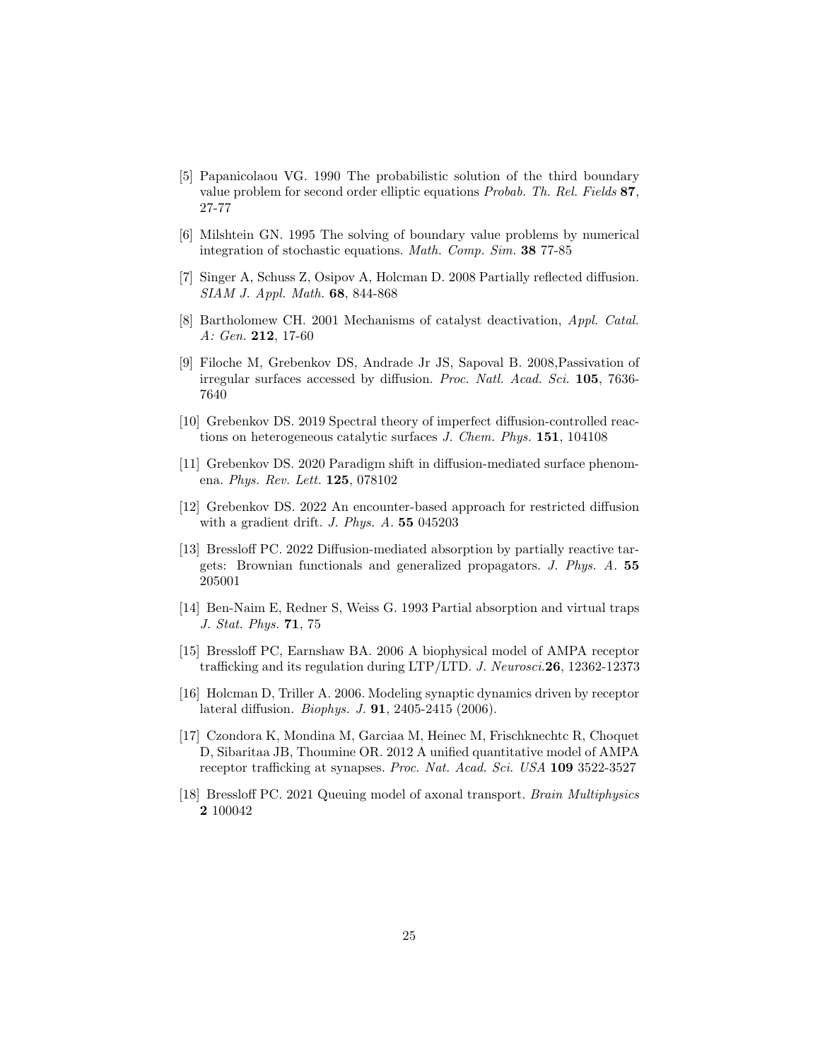[5] Papanicolaou VG. 1990 The probabilistic solution of the third boundary value problem for second order elliptic equations *Probab. Th. Rel. Fields* **87**, 27-77

[6] Milshtein GN. 1995 The solving of boundary value problems by numerical integration of stochastic equations. *Math. Comp. Sim.* **38** 77-85

[7] Singer A, Schuss Z, Osipov A, Holcman D. 2008 Partially reflected diffusion. *SIAM J. Appl. Math.* **68**, 844-868

[8] Bartholomew CH. 2001 Mechanisms of catalyst deactivation, *Appl. Catal. A: Gen.* **212**, 17-60

[9] Filoche M, Grebenkov DS, Andrade Jr JS, Sapoval B. 2008,Passivation of irregular surfaces accessed by diffusion. *Proc. Natl. Acad. Sci.* **105**, 7636-7640

[10] Grebenkov DS. 2019 Spectral theory of imperfect diffusion-controlled reactions on heterogeneous catalytic surfaces *J. Chem. Phys.* **151**, 104108

[11] Grebenkov DS. 2020 Paradigm shift in diffusion-mediated surface phenomena. *Phys. Rev. Lett.* **125**, 078102

[12] Grebenkov DS. 2022 An encounter-based approach for restricted diffusion with a gradient drift. *J. Phys. A.* **55** 045203

[13] Bressloff PC. 2022 Diffusion-mediated absorption by partially reactive targets: Brownian functionals and generalized propagators. *J. Phys. A.* **55** 205001

[14] Ben-Naim E, Redner S, Weiss G. 1993 Partial absorption and virtual traps *J. Stat. Phys.* **71**, 75

[15] Bressloff PC, Earnshaw BA. 2006 A biophysical model of AMPA receptor trafficking and its regulation during LTP/LTD. *J. Neurosci.***26**, 12362-12373

[16] Holcman D, Triller A. 2006. Modeling synaptic dynamics driven by receptor lateral diffusion. *Biophys. J.* **91**, 2405-2415 (2006).

[17] Czondora K, Mondina M, Garciaa M, Heinec M, Frischknechtc R, Choquet D, Sibaritaa JB, Thoumine OR. 2012 A unified quantitative model of AMPA receptor trafficking at synapses. *Proc. Nat. Acad. Sci. USA* **109** 3522-3527

[18] Bressloff PC. 2021 Queuing model of axonal transport. *Brain Multiphysics* **2** 100042